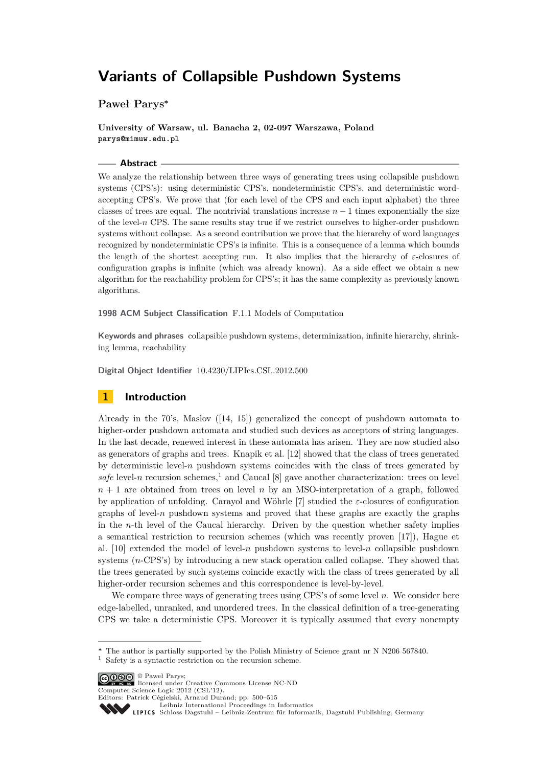# Variants of Collapsible Pushdown Systems

**Paweł Parys***

**University of Warsaw, ul. Banacha 2, 02-097 Warszawa, Poland**
`parys@mimuw.edu.pl`

## Abstract

We analyze the relationship between three ways of generating trees using collapsible pushdown systems (CPS's): using deterministic CPS's, nondeterministic CPS's, and deterministic word-accepting CPS's. We prove that (for each level of the CPS and each input alphabet) the three classes of trees are equal. The nontrivial translations increase $n-1$ times exponentially the size of the level-$n$ CPS. The same results stay true if we restrict ourselves to higher-order pushdown systems without collapse. As a second contribution we prove that the hierarchy of word languages recognized by nondeterministic CPS's is infinite. This is a consequence of a lemma which bounds the length of the shortest accepting run. It also implies that the hierarchy of $\varepsilon$-closures of configuration graphs is infinite (which was already known). As a side effect we obtain a new algorithm for the reachability problem for CPS's; it has the same complexity as previously known algorithms.

**1998 ACM Subject Classification** F.1.1 Models of Computation

**Keywords and phrases** collapsible pushdown systems, determinization, infinite hierarchy, shrinking lemma, reachability

**Digital Object Identifier** 10.4230/LIPIcs.CSL.2012.500

## 1 Introduction

Already in the 70's, Maslov ([14, 15]) generalized the concept of pushdown automata to higher-order pushdown automata and studied such devices as acceptors of string languages. In the last decade, renewed interest in these automata has arisen. They are now studied also as generators of graphs and trees. Knapik et al. [12] showed that the class of trees generated by deterministic level-$n$ pushdown systems coincides with the class of trees generated by *safe* level-$n$ recursion schemes,[1] and Caucal [8] gave another characterization: trees on level $n+1$ are obtained from trees on level $n$ by an MSO-interpretation of a graph, followed by application of unfolding. Carayol and Wöhrle [7] studied the $\varepsilon$-closures of configuration graphs of level-$n$ pushdown systems and proved that these graphs are exactly the graphs in the $n$-th level of the Caucal hierarchy. Driven by the question whether safety implies a semantical restriction to recursion schemes (which was recently proven [17]), Hague et al. [10] extended the model of level-$n$ pushdown systems to level-$n$ collapsible pushdown systems ($n$-CPS's) by introducing a new stack operation called collapse. They showed that the trees generated by such systems coincide exactly with the class of trees generated by all higher-order recursion schemes and this correspondence is level-by-level.

We compare three ways of generating trees using CPS's of some level $n$. We consider here edge-labelled, unranked, and unordered trees. In the classical definition of a tree-generating CPS we take a deterministic CPS. Moreover it is typically assumed that every nonempty

---

\* The author is partially supported by the Polish Ministry of Science grant nr N N206 567840.
[1] Safety is a syntactic restriction on the recursion scheme.

© Paweł Parys; licensed under Creative Commons License NC-ND
Computer Science Logic 2012 (CSL'12).
Editors: Patrick Cégielski, Arnaud Durand; pp. 500–515
Leibniz International Proceedings in Informatics
Schloss Dagstuhl – Leibniz-Zentrum für Informatik, Dagstuhl Publishing, Germany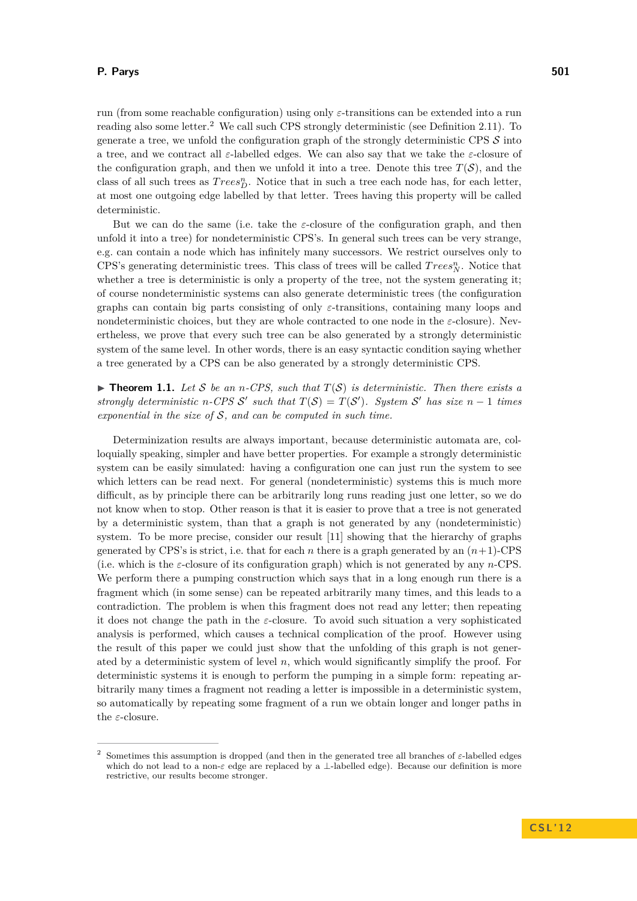run (from some reachable configuration) using only $\varepsilon$-transitions can be extended into a run reading also some letter.[2] We call such CPS strongly deterministic (see Definition 2.11). To generate a tree, we unfold the configuration graph of the strongly deterministic CPS $\mathcal{S}$ into a tree, and we contract all $\varepsilon$-labelled edges. We can also say that we take the $\varepsilon$-closure of the configuration graph, and then we unfold it into a tree. Denote this tree $T(\mathcal{S})$, and the class of all such trees as $Trees^n_D$. Notice that in such a tree each node has, for each letter, at most one outgoing edge labelled by that letter. Trees having this property will be called deterministic.

But we can do the same (i.e. take the $\varepsilon$-closure of the configuration graph, and then unfold it into a tree) for nondeterministic CPS's. In general such trees can be very strange, e.g. can contain a node which has infinitely many successors. We restrict ourselves only to CPS's generating deterministic trees. This class of trees will be called $Trees^n_N$. Notice that whether a tree is deterministic is only a property of the tree, not the system generating it; of course nondeterministic systems can also generate deterministic trees (the configuration graphs can contain big parts consisting of only $\varepsilon$-transitions, containing many loops and nondeterministic choices, but they are whole contracted to one node in the $\varepsilon$-closure). Nevertheless, we prove that every such tree can be also generated by a strongly deterministic system of the same level. In other words, there is an easy syntactic condition saying whether a tree generated by a CPS can be also generated by a strongly deterministic CPS.

▶ **Theorem 1.1.** *Let $\mathcal{S}$ be an $n$-CPS, such that $T(\mathcal{S})$ is deterministic. Then there exists a strongly deterministic $n$-CPS $\mathcal{S}'$ such that $T(\mathcal{S}) = T(\mathcal{S}')$. System $\mathcal{S}'$ has size $n-1$ times exponential in the size of $\mathcal{S}$, and can be computed in such time.*

Determinization results are always important, because deterministic automata are, colloquially speaking, simpler and have better properties. For example a strongly deterministic system can be easily simulated: having a configuration one can just run the system to see which letters can be read next. For general (nondeterministic) systems this is much more difficult, as by principle there can be arbitrarily long runs reading just one letter, so we do not know when to stop. Other reason is that it is easier to prove that a tree is not generated by a deterministic system, than that a graph is not generated by any (nondeterministic) system. To be more precise, consider our result [11] showing that the hierarchy of graphs generated by CPS's is strict, i.e. that for each $n$ there is a graph generated by an $(n+1)$-CPS (i.e. which is the $\varepsilon$-closure of its configuration graph) which is not generated by any $n$-CPS. We perform there a pumping construction which says that in a long enough run there is a fragment which (in some sense) can be repeated arbitrarily many times, and this leads to a contradiction. The problem is when this fragment does not read any letter; then repeating it does not change the path in the $\varepsilon$-closure. To avoid such situation a very sophisticated analysis is performed, which causes a technical complication of the proof. However using the result of this paper we could just show that the unfolding of this graph is not generated by a deterministic system of level $n$, which would significantly simplify the proof. For deterministic systems it is enough to perform the pumping in a simple form: repeating arbitrarily many times a fragment not reading a letter is impossible in a deterministic system, so automatically by repeating some fragment of a run we obtain longer and longer paths in the $\varepsilon$-closure.

---

[2] Sometimes this assumption is dropped (and then in the generated tree all branches of $\varepsilon$-labelled edges which do not lead to a non-$\varepsilon$ edge are replaced by a $\perp$-labelled edge). Because our definition is more restrictive, our results become stronger.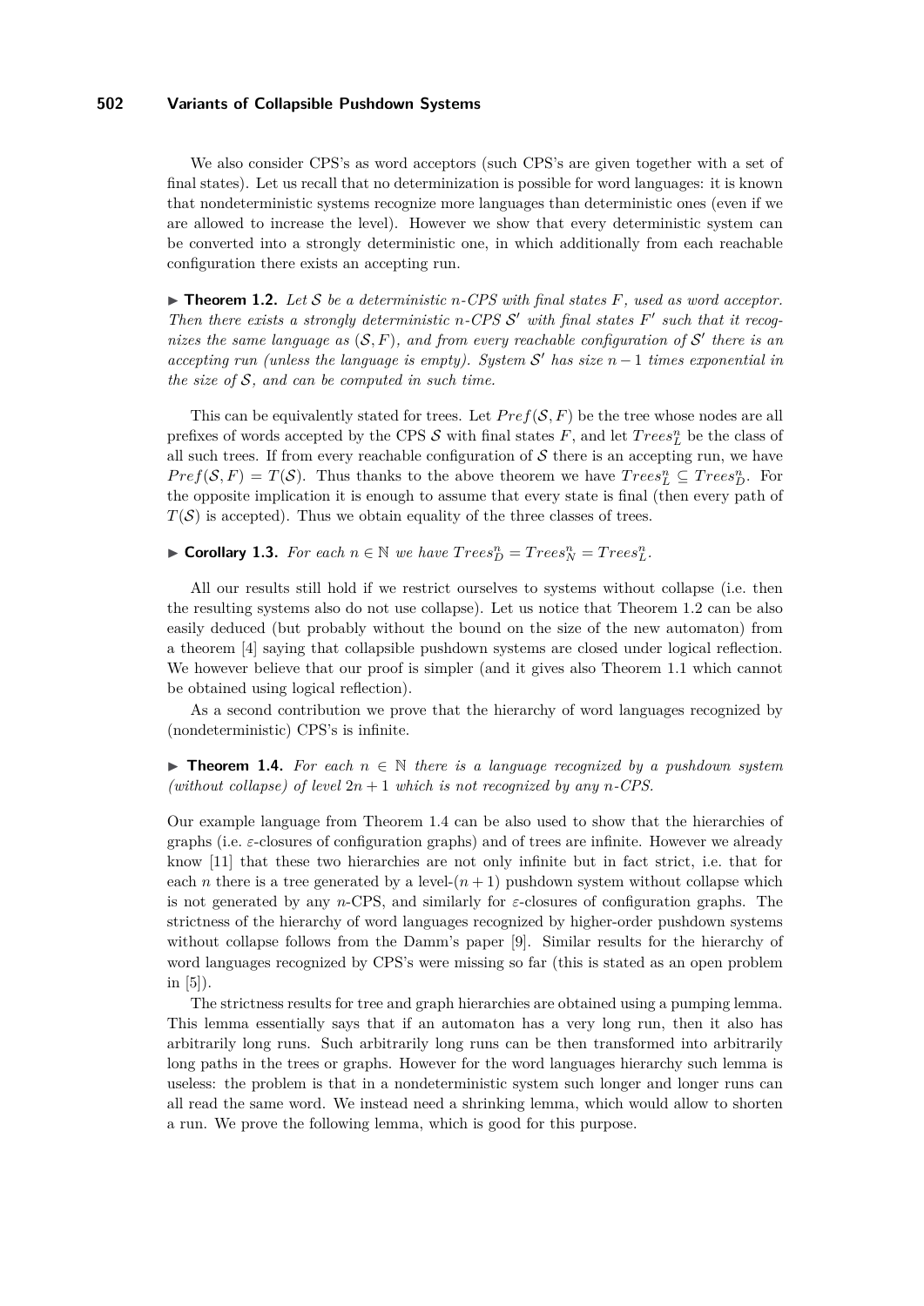We also consider CPS's as word acceptors (such CPS's are given together with a set of final states). Let us recall that no determinization is possible for word languages: it is known that nondeterministic systems recognize more languages than deterministic ones (even if we are allowed to increase the level). However we show that every deterministic system can be converted into a strongly deterministic one, in which additionally from each reachable configuration there exists an accepting run.

▶ **Theorem 1.2.** *Let $\mathcal{S}$ be a deterministic $n$-CPS with final states $F$, used as word acceptor. Then there exists a strongly deterministic $n$-CPS $\mathcal{S}'$ with final states $F'$ such that it recognizes the same language as $(\mathcal{S}, F)$, and from every reachable configuration of $\mathcal{S}'$ there is an accepting run (unless the language is empty). System $\mathcal{S}'$ has size $n-1$ times exponential in the size of $\mathcal{S}$, and can be computed in such time.*

This can be equivalently stated for trees. Let $Pref(\mathcal{S}, F)$ be the tree whose nodes are all prefixes of words accepted by the CPS $\mathcal{S}$ with final states $F$, and let $Trees^n_L$ be the class of all such trees. If from every reachable configuration of $\mathcal{S}$ there is an accepting run, we have $Pref(\mathcal{S}, F) = T(\mathcal{S})$. Thus thanks to the above theorem we have $Trees^n_L \subseteq Trees^n_D$. For the opposite implication it is enough to assume that every state is final (then every path of $T(\mathcal{S})$ is accepted). Thus we obtain equality of the three classes of trees.

▶ **Corollary 1.3.** *For each $n \in \mathbb{N}$ we have $Trees^n_D = Trees^n_N = Trees^n_L$.*

All our results still hold if we restrict ourselves to systems without collapse (i.e. then the resulting systems also do not use collapse). Let us notice that Theorem 1.2 can be also easily deduced (but probably without the bound on the size of the new automaton) from a theorem [4] saying that collapsible pushdown systems are closed under logical reflection. We however believe that our proof is simpler (and it gives also Theorem 1.1 which cannot be obtained using logical reflection).

As a second contribution we prove that the hierarchy of word languages recognized by (nondeterministic) CPS's is infinite.

▶ **Theorem 1.4.** *For each $n \in \mathbb{N}$ there is a language recognized by a pushdown system (without collapse) of level $2n + 1$ which is not recognized by any $n$-CPS.*

Our example language from Theorem 1.4 can be also used to show that the hierarchies of graphs (i.e. $\varepsilon$-closures of configuration graphs) and of trees are infinite. However we already know [11] that these two hierarchies are not only infinite but in fact strict, i.e. that for each $n$ there is a tree generated by a level-$(n+1)$ pushdown system without collapse which is not generated by any $n$-CPS, and similarly for $\varepsilon$-closures of configuration graphs. The strictness of the hierarchy of word languages recognized by higher-order pushdown systems without collapse follows from the Damm's paper [9]. Similar results for the hierarchy of word languages recognized by CPS's were missing so far (this is stated as an open problem in [5]).

The strictness results for tree and graph hierarchies are obtained using a pumping lemma. This lemma essentially says that if an automaton has a very long run, then it also has arbitrarily long runs. Such arbitrarily long runs can be then transformed into arbitrarily long paths in the trees or graphs. However for the word languages hierarchy such lemma is useless: the problem is that in a nondeterministic system such longer and longer runs can all read the same word. We instead need a shrinking lemma, which would allow to shorten a run. We prove the following lemma, which is good for this purpose.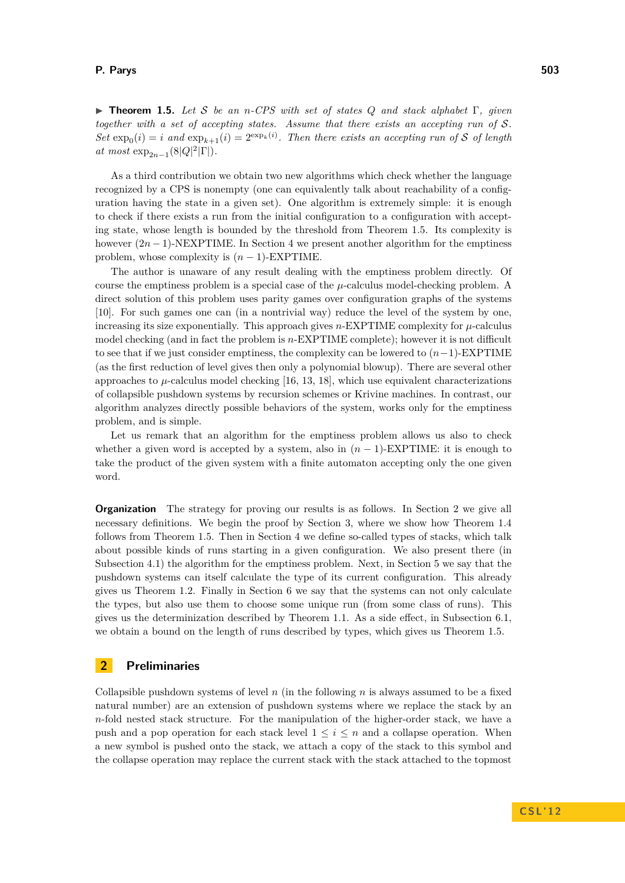▶ **Theorem 1.5.** *Let $\mathcal{S}$ be an $n$-CPS with set of states $Q$ and stack alphabet $\Gamma$, given together with a set of accepting states. Assume that there exists an accepting run of $\mathcal{S}$. Set $\exp_0(i) = i$ and $\exp_{k+1}(i) = 2^{\exp_k(i)}$. Then there exists an accepting run of $\mathcal{S}$ of length at most $\exp_{2n-1}(8|Q|^2|\Gamma|)$.*

As a third contribution we obtain two new algorithms which check whether the language recognized by a CPS is nonempty (one can equivalently talk about reachability of a configuration having the state in a given set). One algorithm is extremely simple: it is enough to check if there exists a run from the initial configuration to a configuration with accepting state, whose length is bounded by the threshold from Theorem 1.5. Its complexity is however $(2n-1)$-NEXPTIME. In Section 4 we present another algorithm for the emptiness problem, whose complexity is $(n-1)$-EXPTIME.

The author is unaware of any result dealing with the emptiness problem directly. Of course the emptiness problem is a special case of the $\mu$-calculus model-checking problem. A direct solution of this problem uses parity games over configuration graphs of the systems [10]. For such games one can (in a nontrivial way) reduce the level of the system by one, increasing its size exponentially. This approach gives $n$-EXPTIME complexity for $\mu$-calculus model checking (and in fact the problem is $n$-EXPTIME complete); however it is not difficult to see that if we just consider emptiness, the complexity can be lowered to $(n-1)$-EXPTIME (as the first reduction of level gives then only a polynomial blowup). There are several other approaches to $\mu$-calculus model checking [16, 13, 18], which use equivalent characterizations of collapsible pushdown systems by recursion schemes or Krivine machines. In contrast, our algorithm analyzes directly possible behaviors of the system, works only for the emptiness problem, and is simple.

Let us remark that an algorithm for the emptiness problem allows us also to check whether a given word is accepted by a system, also in $(n-1)$-EXPTIME: it is enough to take the product of the given system with a finite automaton accepting only the one given word.

**Organization** The strategy for proving our results is as follows. In Section 2 we give all necessary definitions. We begin the proof by Section 3, where we show how Theorem 1.4 follows from Theorem 1.5. Then in Section 4 we define so-called types of stacks, which talk about possible kinds of runs starting in a given configuration. We also present there (in Subsection 4.1) the algorithm for the emptiness problem. Next, in Section 5 we say that the pushdown systems can itself calculate the type of its current configuration. This already gives us Theorem 1.2. Finally in Section 6 we say that the systems can not only calculate the types, but also use them to choose some unique run (from some class of runs). This gives us the determinization described by Theorem 1.1. As a side effect, in Subsection 6.1, we obtain a bound on the length of runs described by types, which gives us Theorem 1.5.

## 2 Preliminaries

Collapsible pushdown systems of level $n$ (in the following $n$ is always assumed to be a fixed natural number) are an extension of pushdown systems where we replace the stack by an $n$-fold nested stack structure. For the manipulation of the higher-order stack, we have a push and a pop operation for each stack level $1 \leq i \leq n$ and a collapse operation. When a new symbol is pushed onto the stack, we attach a copy of the stack to this symbol and the collapse operation may replace the current stack with the stack attached to the topmost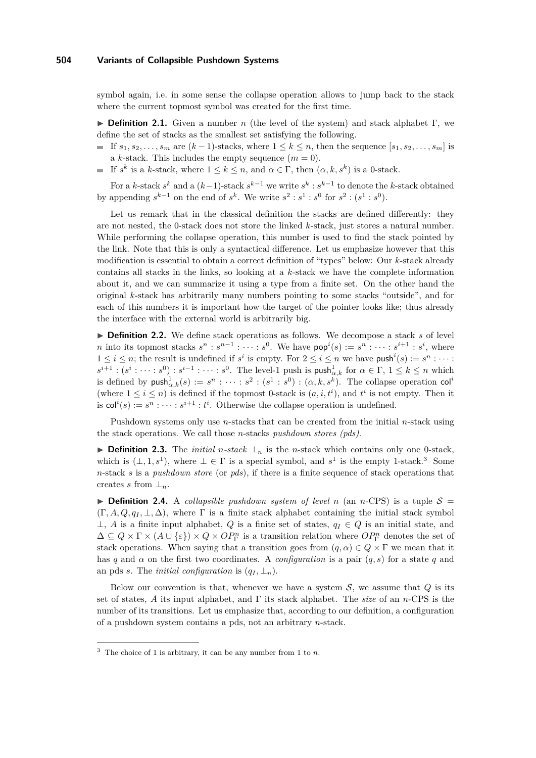symbol again, i.e. in some sense the collapse operation allows to jump back to the stack where the current topmost symbol was created for the first time.

▶ **Definition 2.1.** Given a number $n$ (the level of the system) and stack alphabet $\Gamma$, we define the set of stacks as the smallest set satisfying the following.

- If $s_1, s_2, \ldots, s_m$ are $(k-1)$-stacks, where $1 \leq k \leq n$, then the sequence $[s_1, s_2, \ldots, s_m]$ is a $k$-stack. This includes the empty sequence ($m = 0$).
- If $s^k$ is a $k$-stack, where $1 \leq k \leq n$, and $\alpha \in \Gamma$, then $(\alpha, k, s^k)$ is a 0-stack.

For a $k$-stack $s^k$ and a $(k-1)$-stack $s^{k-1}$ we write $s^k : s^{k-1}$ to denote the $k$-stack obtained by appending $s^{k-1}$ on the end of $s^k$. We write $s^2 : s^1 : s^0$ for $s^2 : (s^1 : s^0)$.

Let us remark that in the classical definition the stacks are defined differently: they are not nested, the 0-stack does not store the linked $k$-stack, just stores a natural number. While performing the collapse operation, this number is used to find the stack pointed by the link. Note that this is only a syntactical difference. Let us emphasize however that this modification is essential to obtain a correct definition of "types" below: Our $k$-stack already contains all stacks in the links, so looking at a $k$-stack we have the complete information about it, and we can summarize it using a type from a finite set. On the other hand the original $k$-stack has arbitrarily many numbers pointing to some stacks "outside", and for each of this numbers it is important how the target of the pointer looks like; thus already the interface with the external world is arbitrarily big.

▶ **Definition 2.2.** We define stack operations as follows. We decompose a stack $s$ of level $n$ into its topmost stacks $s^n : s^{n-1} : \cdots : s^0$. We have $\mathsf{pop}^i(s) := s^n : \cdots : s^{i+1} : s^i$, where $1 \leq i \leq n$; the result is undefined if $s^i$ is empty. For $2 \leq i \leq n$ we have $\mathsf{push}^i(s) := s^n : \cdots : s^{i+1} : (s^i : \cdots : s^0) : s^{i-1} : \cdots : s^0$. The level-1 push is $\mathsf{push}^1_{\alpha,k}$ for $\alpha \in \Gamma$, $1 \leq k \leq n$ which is defined by $\mathsf{push}^1_{\alpha,k}(s) := s^n : \cdots : s^2 : (s^1 : s^0) : (\alpha, k, s^k)$. The collapse operation $\mathsf{col}^i$ (where $1 \leq i \leq n$) is defined if the topmost 0-stack is $(a, i, t^i)$, and $t^i$ is not empty. Then it is $\mathsf{col}^i(s) := s^n : \cdots : s^{i+1} : t^i$. Otherwise the collapse operation is undefined.

Pushdown systems only use $n$-stacks that can be created from the initial $n$-stack using the stack operations. We call those $n$-stacks *pushdown stores (pds)*.

▶ **Definition 2.3.** The *initial $n$-stack* $\perp_n$ is the $n$-stack which contains only one 0-stack, which is $(\perp, 1, s^1)$, where $\perp \in \Gamma$ is a special symbol, and $s^1$ is the empty 1-stack.[3] Some $n$-stack $s$ is a *pushdown store* (or *pds*), if there is a finite sequence of stack operations that creates $s$ from $\perp_n$.

▶ **Definition 2.4.** A *collapsible pushdown system of level $n$* (an $n$-CPS) is a tuple $\mathcal{S} = (\Gamma, A, Q, q_I, \perp, \Delta)$, where $\Gamma$ is a finite stack alphabet containing the initial stack symbol $\perp$, $A$ is a finite input alphabet, $Q$ is a finite set of states, $q_I \in Q$ is an initial state, and $\Delta \subseteq Q \times \Gamma \times (A \cup \{\varepsilon\}) \times Q \times OP^n_\Gamma$ is a transition relation where $OP^n_\Gamma$ denotes the set of stack operations. When saying that a transition goes from $(q, \alpha) \in Q \times \Gamma$ we mean that it has $q$ and $\alpha$ on the first two coordinates. A *configuration* is a pair $(q, s)$ for a state $q$ and an pds $s$. The *initial configuration* is $(q_I, \perp_n)$.

Below our convention is that, whenever we have a system $\mathcal{S}$, we assume that $Q$ is its set of states, $A$ its input alphabet, and $\Gamma$ its stack alphabet. The *size* of an $n$-CPS is the number of its transitions. Let us emphasize that, according to our definition, a configuration of a pushdown system contains a pds, not an arbitrary $n$-stack.

---

[3] The choice of 1 is arbitrary, it can be any number from 1 to $n$.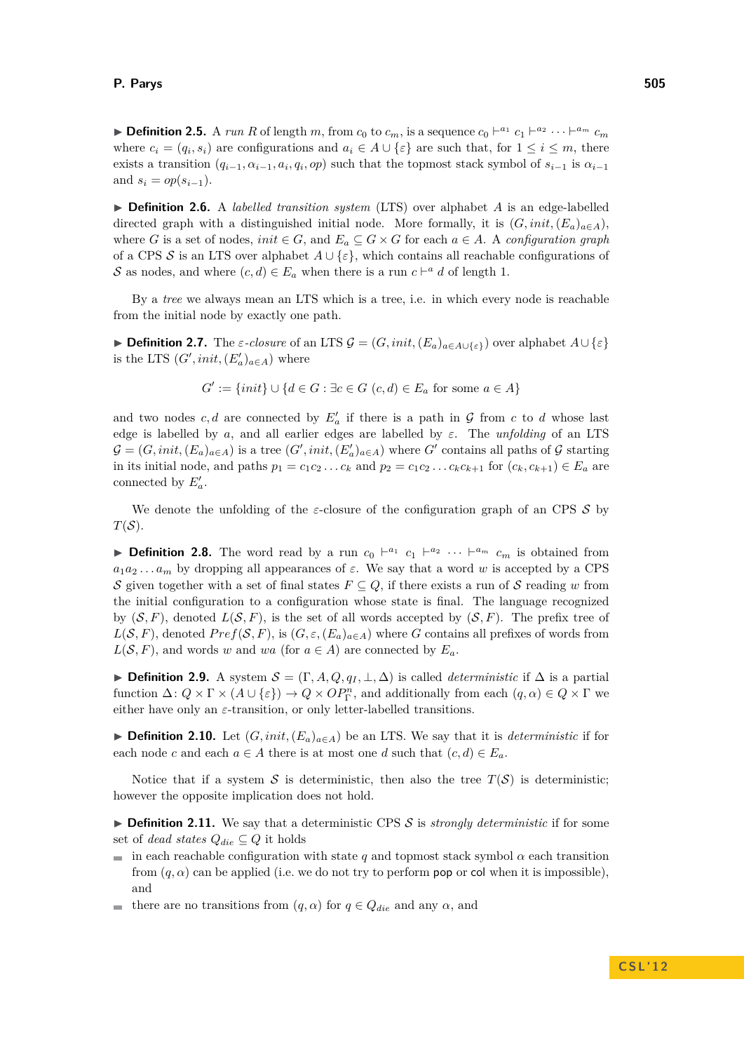▶ **Definition 2.5.** A *run* $R$ of length $m$, from $c_0$ to $c_m$, is a sequence $c_0 \vdash^{a_1} c_1 \vdash^{a_2} \cdots \vdash^{a_m} c_m$ where $c_i = (q_i, s_i)$ are configurations and $a_i \in A \cup \{\varepsilon\}$ are such that, for $1 \leq i \leq m$, there exists a transition $(q_{i-1}, \alpha_{i-1}, a_i, q_i, op)$ such that the topmost stack symbol of $s_{i-1}$ is $\alpha_{i-1}$ and $s_i = op(s_{i-1})$.

▶ **Definition 2.6.** A *labelled transition system* (LTS) over alphabet $A$ is an edge-labelled directed graph with a distinguished initial node. More formally, it is $(G, init, (E_a)_{a\in A})$, where $G$ is a set of nodes, $init \in G$, and $E_a \subseteq G \times G$ for each $a \in A$. A *configuration graph* of a CPS $\mathcal{S}$ is an LTS over alphabet $A \cup \{\varepsilon\}$, which contains all reachable configurations of $\mathcal{S}$ as nodes, and where $(c, d) \in E_a$ when there is a run $c \vdash^a d$ of length 1.

By a *tree* we always mean an LTS which is a tree, i.e. in which every node is reachable from the initial node by exactly one path.

▶ **Definition 2.7.** The *ε-closure* of an LTS $\mathcal{G} = (G, init, (E_a)_{a\in A\cup\{\varepsilon\}})$ over alphabet $A \cup \{\varepsilon\}$ is the LTS $(G', init, (E'_a)_{a\in A})$ where

$$G' := \{init\} \cup \{d \in G : \exists c \in G\ (c, d) \in E_a \text{ for some } a \in A\}$$

and two nodes $c, d$ are connected by $E'_a$ if there is a path in $\mathcal{G}$ from $c$ to $d$ whose last edge is labelled by $a$, and all earlier edges are labelled by $\varepsilon$. The *unfolding* of an LTS $\mathcal{G} = (G, init, (E_a)_{a\in A})$ is a tree $(G', init, (E'_a)_{a\in A})$ where $G'$ contains all paths of $\mathcal{G}$ starting in its initial node, and paths $p_1 = c_1c_2 \dots c_k$ and $p_2 = c_1c_2 \dots c_kc_{k+1}$ for $(c_k, c_{k+1}) \in E_a$ are connected by $E'_a$.

We denote the unfolding of the ε-closure of the configuration graph of an CPS $\mathcal{S}$ by $T(\mathcal{S})$.

▶ **Definition 2.8.** The word read by a run $c_0 \vdash^{a_1} c_1 \vdash^{a_2} \cdots \vdash^{a_m} c_m$ is obtained from $a_1a_2 \dots a_m$ by dropping all appearances of $\varepsilon$. We say that a word $w$ is accepted by a CPS $\mathcal{S}$ given together with a set of final states $F \subseteq Q$, if there exists a run of $\mathcal{S}$ reading $w$ from the initial configuration to a configuration whose state is final. The language recognized by $(\mathcal{S}, F)$, denoted $L(\mathcal{S}, F)$, is the set of all words accepted by $(\mathcal{S}, F)$. The prefix tree of $L(\mathcal{S}, F)$, denoted $Pref(\mathcal{S}, F)$, is $(G, \varepsilon, (E_a)_{a\in A})$ where $G$ contains all prefixes of words from $L(\mathcal{S}, F)$, and words $w$ and $wa$ (for $a \in A$) are connected by $E_a$.

▶ **Definition 2.9.** A system $\mathcal{S} = (\Gamma, A, Q, q_I, \perp, \Delta)$ is called *deterministic* if $\Delta$ is a partial function $\Delta\colon Q \times \Gamma \times (A \cup \{\varepsilon\}) \to Q \times OP^n_\Gamma$, and additionally from each $(q, \alpha) \in Q \times \Gamma$ we either have only an ε-transition, or only letter-labelled transitions.

▶ **Definition 2.10.** Let $(G, init, (E_a)_{a\in A})$ be an LTS. We say that it is *deterministic* if for each node $c$ and each $a \in A$ there is at most one $d$ such that $(c, d) \in E_a$.

Notice that if a system $\mathcal{S}$ is deterministic, then also the tree $T(\mathcal{S})$ is deterministic; however the opposite implication does not hold.

▶ **Definition 2.11.** We say that a deterministic CPS $\mathcal{S}$ is *strongly deterministic* if for some set of *dead states* $Q_{die} \subseteq Q$ it holds

- in each reachable configuration with state $q$ and topmost stack symbol $\alpha$ each transition from $(q, \alpha)$ can be applied (i.e. we do not try to perform pop or col when it is impossible), and
- there are no transitions from $(q, \alpha)$ for $q \in Q_{die}$ and any $\alpha$, and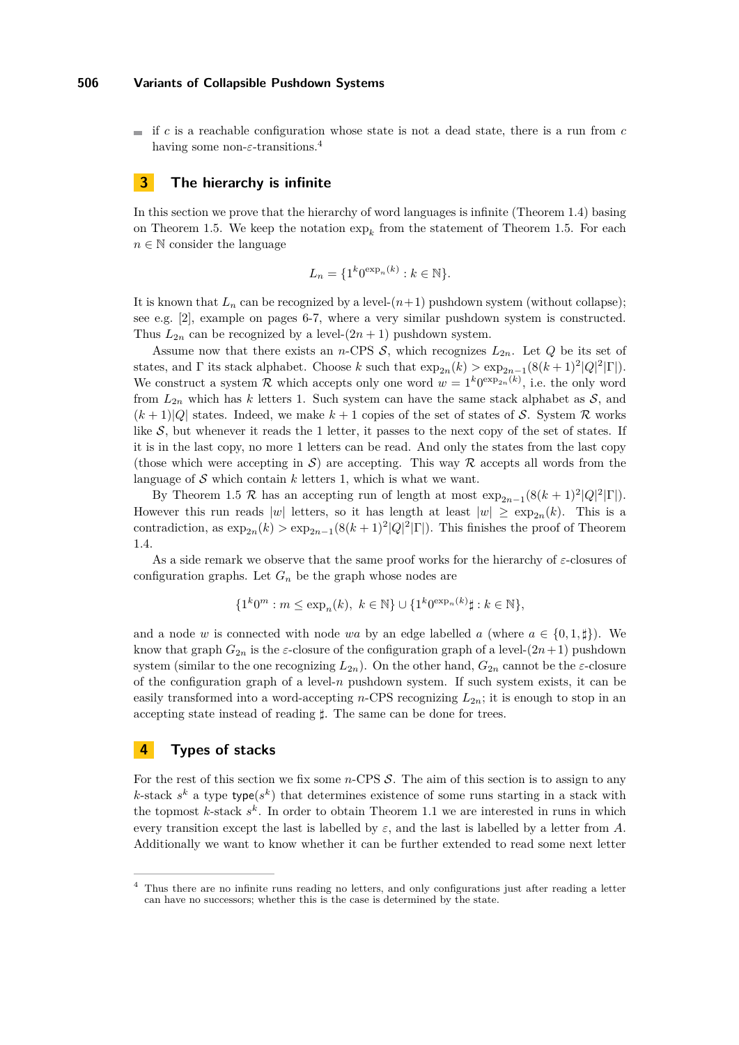- if $c$ is a reachable configuration whose state is not a dead state, there is a run from $c$ having some non-$\varepsilon$-transitions.[4]

## 3 The hierarchy is infinite

In this section we prove that the hierarchy of word languages is infinite (Theorem 1.4) basing on Theorem 1.5. We keep the notation $\exp_k$ from the statement of Theorem 1.5. For each $n \in \mathbb{N}$ consider the language

$$L_n = \{1^k 0^{\exp_n(k)} : k \in \mathbb{N}\}.$$

It is known that $L_n$ can be recognized by a level-$(n+1)$ pushdown system (without collapse); see e.g. [2], example on pages 6-7, where a very similar pushdown system is constructed. Thus $L_{2n}$ can be recognized by a level-$(2n+1)$ pushdown system.

Assume now that there exists an $n$-CPS $\mathcal{S}$, which recognizes $L_{2n}$. Let $Q$ be its set of states, and $\Gamma$ its stack alphabet. Choose $k$ such that $\exp_{2n}(k) > \exp_{2n-1}(8(k+1)^2|Q|^2|\Gamma|)$. We construct a system $\mathcal{R}$ which accepts only one word $w = 1^k 0^{\exp_{2n}(k)}$, i.e. the only word from $L_{2n}$ which has $k$ letters 1. Such system can have the same stack alphabet as $\mathcal{S}$, and $(k+1)|Q|$ states. Indeed, we make $k+1$ copies of the set of states of $\mathcal{S}$. System $\mathcal{R}$ works like $\mathcal{S}$, but whenever it reads the 1 letter, it passes to the next copy of the set of states. If it is in the last copy, no more 1 letters can be read. And only the states from the last copy (those which were accepting in $\mathcal{S}$) are accepting. This way $\mathcal{R}$ accepts all words from the language of $\mathcal{S}$ which contain $k$ letters 1, which is what we want.

By Theorem 1.5 $\mathcal{R}$ has an accepting run of length at most $\exp_{2n-1}(8(k+1)^2|Q|^2|\Gamma|)$. However this run reads $|w|$ letters, so it has length at least $|w| \geq \exp_{2n}(k)$. This is a contradiction, as $\exp_{2n}(k) > \exp_{2n-1}(8(k+1)^2|Q|^2|\Gamma|)$. This finishes the proof of Theorem 1.4.

As a side remark we observe that the same proof works for the hierarchy of $\varepsilon$-closures of configuration graphs. Let $G_n$ be the graph whose nodes are

$$\{1^k 0^m : m \leq \exp_n(k),\ k \in \mathbb{N}\} \cup \{1^k 0^{\exp_n(k)} \sharp : k \in \mathbb{N}\},$$

and a node $w$ is connected with node $wa$ by an edge labelled $a$ (where $a \in \{0, 1, \sharp\}$). We know that graph $G_{2n}$ is the $\varepsilon$-closure of the configuration graph of a level-$(2n+1)$ pushdown system (similar to the one recognizing $L_{2n}$). On the other hand, $G_{2n}$ cannot be the $\varepsilon$-closure of the configuration graph of a level-$n$ pushdown system. If such system exists, it can be easily transformed into a word-accepting $n$-CPS recognizing $L_{2n}$; it is enough to stop in an accepting state instead of reading $\sharp$. The same can be done for trees.

## 4 Types of stacks

For the rest of this section we fix some $n$-CPS $\mathcal{S}$. The aim of this section is to assign to any $k$-stack $s^k$ a type $\mathsf{type}(s^k)$ that determines existence of some runs starting in a stack with the topmost $k$-stack $s^k$. In order to obtain Theorem 1.1 we are interested in runs in which every transition except the last is labelled by $\varepsilon$, and the last is labelled by a letter from $A$. Additionally we want to know whether it can be further extended to read some next letter

[4] Thus there are no infinite runs reading no letters, and only configurations just after reading a letter can have no successors; whether this is the case is determined by the state.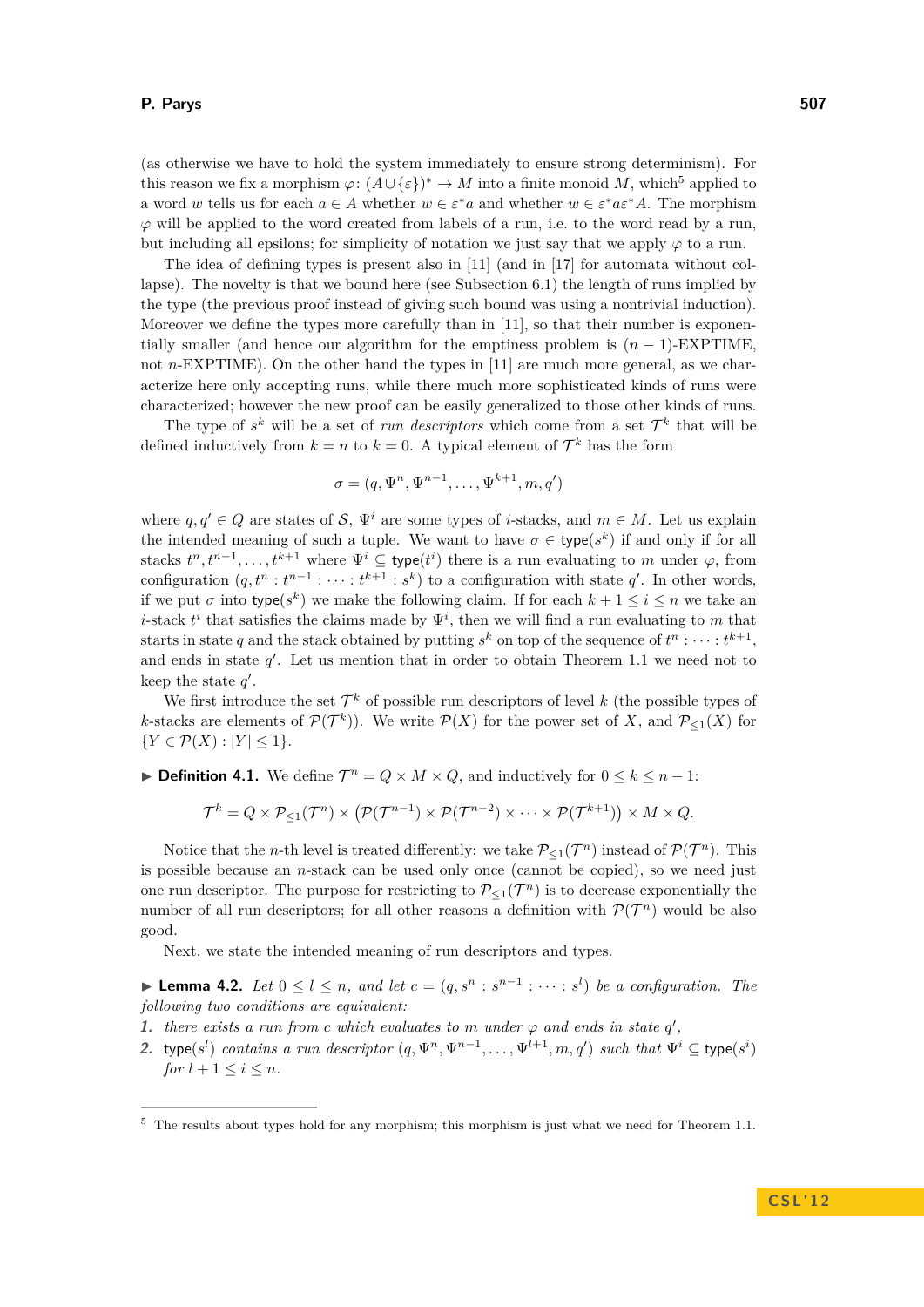(as otherwise we have to hold the system immediately to ensure strong determinism). For this reason we fix a morphism $\varphi\colon (A \cup \{\varepsilon\})^* \to M$ into a finite monoid $M$, which[5] applied to a word $w$ tells us for each $a \in A$ whether $w \in \varepsilon^* a$ and whether $w \in \varepsilon^* a \varepsilon^* A$. The morphism $\varphi$ will be applied to the word created from labels of a run, i.e. to the word read by a run, but including all epsilons; for simplicity of notation we just say that we apply $\varphi$ to a run.

The idea of defining types is present also in [11] (and in [17] for automata without collapse). The novelty is that we bound here (see Subsection 6.1) the length of runs implied by the type (the previous proof instead of giving such bound was using a nontrivial induction). Moreover we define the types more carefully than in [11], so that their number is exponentially smaller (and hence our algorithm for the emptiness problem is $(n-1)$-EXPTIME, not $n$-EXPTIME). On the other hand the types in [11] are much more general, as we characterize here only accepting runs, while there much more sophisticated kinds of runs were characterized; however the new proof can be easily generalized to those other kinds of runs.

The type of $s^k$ will be a set of *run descriptors* which come from a set $\mathcal{T}^k$ that will be defined inductively from $k = n$ to $k = 0$. A typical element of $\mathcal{T}^k$ has the form

$$\sigma = (q, \Psi^n, \Psi^{n-1}, \dots, \Psi^{k+1}, m, q')$$

where $q, q' \in Q$ are states of $\mathcal{S}$, $\Psi^i$ are some types of $i$-stacks, and $m \in M$. Let us explain the intended meaning of such a tuple. We want to have $\sigma \in \mathsf{type}(s^k)$ if and only if for all stacks $t^n, t^{n-1}, \dots, t^{k+1}$ where $\Psi^i \subseteq \mathsf{type}(t^i)$ there is a run evaluating to $m$ under $\varphi$, from configuration $(q, t^n : t^{n-1} : \dots : t^{k+1} : s^k)$ to a configuration with state $q'$. In other words, if we put $\sigma$ into $\mathsf{type}(s^k)$ we make the following claim. If for each $k+1 \leq i \leq n$ we take an $i$-stack $t^i$ that satisfies the claims made by $\Psi^i$, then we will find a run evaluating to $m$ that starts in state $q$ and the stack obtained by putting $s^k$ on top of the sequence of $t^n : \dots : t^{k+1}$, and ends in state $q'$. Let us mention that in order to obtain Theorem 1.1 we need not to keep the state $q'$.

We first introduce the set $\mathcal{T}^k$ of possible run descriptors of level $k$ (the possible types of $k$-stacks are elements of $\mathcal{P}(\mathcal{T}^k)$). We write $\mathcal{P}(X)$ for the power set of $X$, and $\mathcal{P}_{\leq 1}(X)$ for $\{Y \in \mathcal{P}(X) : |Y| \leq 1\}$.

▶ **Definition 4.1.** We define $\mathcal{T}^n = Q \times M \times Q$, and inductively for $0 \leq k \leq n-1$:

$$\mathcal{T}^k = Q \times \mathcal{P}_{\leq 1}(\mathcal{T}^n) \times \big(\mathcal{P}(\mathcal{T}^{n-1}) \times \mathcal{P}(\mathcal{T}^{n-2}) \times \dots \times \mathcal{P}(\mathcal{T}^{k+1})\big) \times M \times Q.$$

Notice that the $n$-th level is treated differently: we take $\mathcal{P}_{\leq 1}(\mathcal{T}^n)$ instead of $\mathcal{P}(\mathcal{T}^n)$. This is possible because an $n$-stack can be used only once (cannot be copied), so we need just one run descriptor. The purpose for restricting to $\mathcal{P}_{\leq 1}(\mathcal{T}^n)$ is to decrease exponentially the number of all run descriptors; for all other reasons a definition with $\mathcal{P}(\mathcal{T}^n)$ would be also good.

Next, we state the intended meaning of run descriptors and types.

▶ **Lemma 4.2.** *Let $0 \leq l \leq n$, and let $c = (q, s^n : s^{n-1} : \dots : s^l)$ be a configuration. The following two conditions are equivalent:*

1. *there exists a run from $c$ which evaluates to $m$ under $\varphi$ and ends in state $q'$,*
2. *$\mathsf{type}(s^l)$ contains a run descriptor $(q, \Psi^n, \Psi^{n-1}, \dots, \Psi^{l+1}, m, q')$ such that $\Psi^i \subseteq \mathsf{type}(s^i)$ for $l+1 \leq i \leq n$.*

---

[5] The results about types hold for any morphism; this morphism is just what we need for Theorem 1.1.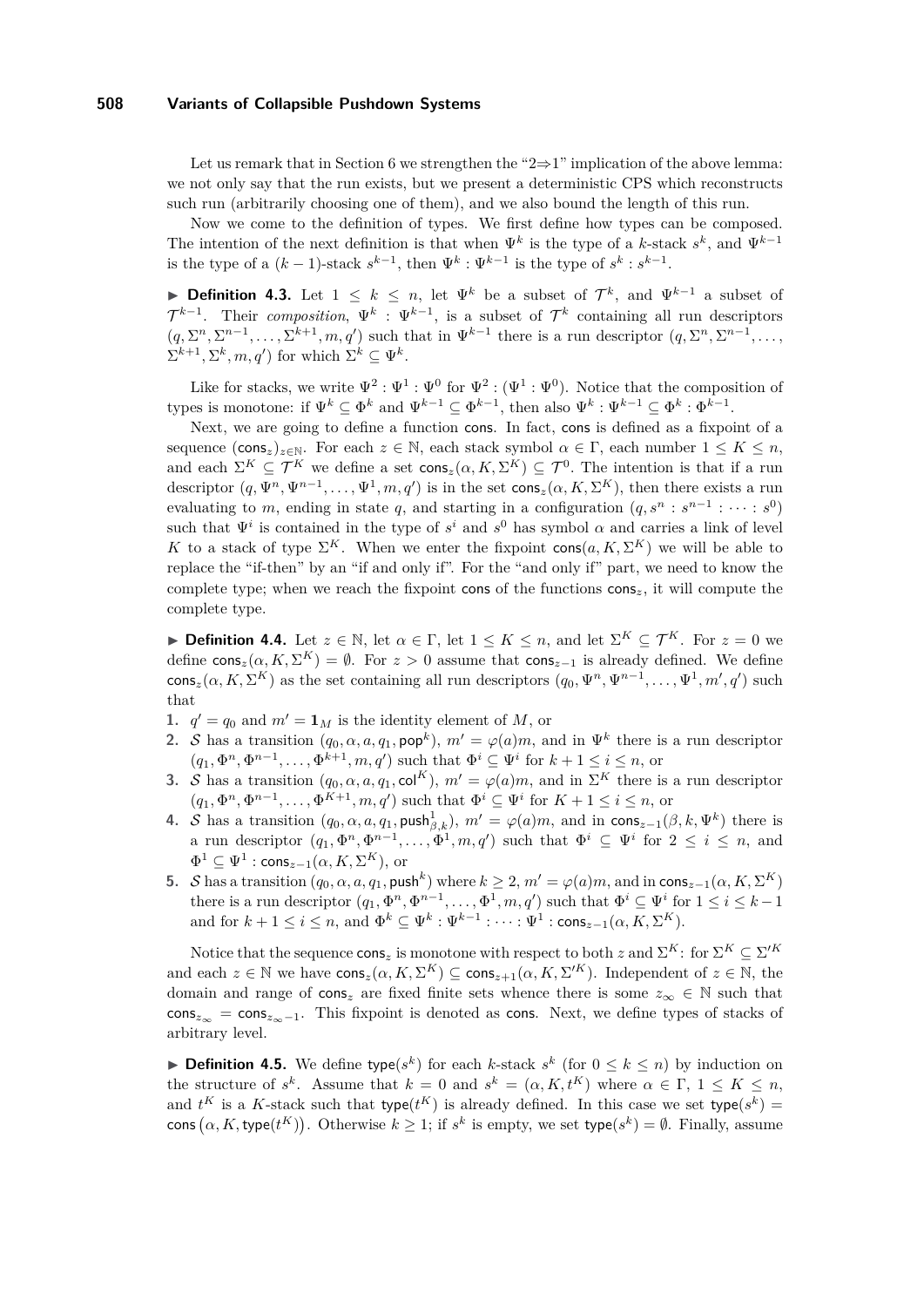Let us remark that in Section 6 we strengthen the "2⇒1" implication of the above lemma: we not only say that the run exists, but we present a deterministic CPS which reconstructs such run (arbitrarily choosing one of them), and we also bound the length of this run.

Now we come to the definition of types. We first define how types can be composed. The intention of the next definition is that when $\Psi^k$ is the type of a $k$-stack $s^k$, and $\Psi^{k-1}$ is the type of a $(k-1)$-stack $s^{k-1}$, then $\Psi^k : \Psi^{k-1}$ is the type of $s^k : s^{k-1}$.

▶ **Definition 4.3.** Let $1 \leq k \leq n$, let $\Psi^k$ be a subset of $\mathcal{T}^k$, and $\Psi^{k-1}$ a subset of $\mathcal{T}^{k-1}$. Their *composition*, $\Psi^k : \Psi^{k-1}$, is a subset of $\mathcal{T}^k$ containing all run descriptors $(q, \Sigma^n, \Sigma^{n-1}, \dots, \Sigma^{k+1}, m, q')$ such that in $\Psi^{k-1}$ there is a run descriptor $(q, \Sigma^n, \Sigma^{n-1}, \dots, \Sigma^{k+1}, \Sigma^k, m, q')$ for which $\Sigma^k \subseteq \Psi^k$.

Like for stacks, we write $\Psi^2 : \Psi^1 : \Psi^0$ for $\Psi^2 : (\Psi^1 : \Psi^0)$. Notice that the composition of types is monotone: if $\Psi^k \subseteq \Phi^k$ and $\Psi^{k-1} \subseteq \Phi^{k-1}$, then also $\Psi^k : \Psi^{k-1} \subseteq \Phi^k : \Phi^{k-1}$.

Next, we are going to define a function $\mathsf{cons}$. In fact, $\mathsf{cons}$ is defined as a fixpoint of a sequence $(\mathsf{cons}_z)_{z \in \mathbb{N}}$. For each $z \in \mathbb{N}$, each stack symbol $\alpha \in \Gamma$, each number $1 \leq K \leq n$, and each $\Sigma^K \subseteq \mathcal{T}^K$ we define a set $\mathsf{cons}_z(\alpha, K, \Sigma^K) \subseteq \mathcal{T}^0$. The intention is that if a run descriptor $(q, \Psi^n, \Psi^{n-1}, \dots, \Psi^1, m, q')$ is in the set $\mathsf{cons}_z(\alpha, K, \Sigma^K)$, then there exists a run evaluating to $m$, ending in state $q$, and starting in a configuration $(q, s^n : s^{n-1} : \cdots : s^0)$ such that $\Psi^i$ is contained in the type of $s^i$ and $s^0$ has symbol $\alpha$ and carries a link of level $K$ to a stack of type $\Sigma^K$. When we enter the fixpoint $\mathsf{cons}(a, K, \Sigma^K)$ we will be able to replace the "if-then" by an "if and only if". For the "and only if" part, we need to know the complete type; when we reach the fixpoint $\mathsf{cons}$ of the functions $\mathsf{cons}_z$, it will compute the complete type.

▶ **Definition 4.4.** Let $z \in \mathbb{N}$, let $\alpha \in \Gamma$, let $1 \leq K \leq n$, and let $\Sigma^K \subseteq \mathcal{T}^K$. For $z = 0$ we define $\mathsf{cons}_z(\alpha, K, \Sigma^K) = \emptyset$. For $z > 0$ assume that $\mathsf{cons}_{z-1}$ is already defined. We define $\mathsf{cons}_z(\alpha, K, \Sigma^K)$ as the set containing all run descriptors $(q_0, \Psi^n, \Psi^{n-1}, \dots, \Psi^1, m', q')$ such that

1. $q' = q_0$ and $m' = \mathbf{1}_M$ is the identity element of $M$, or
2. $\mathcal{S}$ has a transition $(q_0, \alpha, a, q_1, \mathsf{pop}^k)$, $m' = \varphi(a)m$, and in $\Psi^k$ there is a run descriptor $(q_1, \Phi^n, \Phi^{n-1}, \dots, \Phi^{k+1}, m, q')$ such that $\Phi^i \subseteq \Psi^i$ for $k+1 \leq i \leq n$, or
3. $\mathcal{S}$ has a transition $(q_0, \alpha, a, q_1, \mathsf{col}^K)$, $m' = \varphi(a)m$, and in $\Sigma^K$ there is a run descriptor $(q_1, \Phi^n, \Phi^{n-1}, \dots, \Phi^{K+1}, m, q')$ such that $\Phi^i \subseteq \Psi^i$ for $K+1 \leq i \leq n$, or
4. $\mathcal{S}$ has a transition $(q_0, \alpha, a, q_1, \mathsf{push}^1_{\beta,k})$, $m' = \varphi(a)m$, and in $\mathsf{cons}_{z-1}(\beta, k, \Psi^k)$ there is a run descriptor $(q_1, \Phi^n, \Phi^{n-1}, \dots, \Phi^1, m, q')$ such that $\Phi^i \subseteq \Psi^i$ for $2 \leq i \leq n$, and $\Phi^1 \subseteq \Psi^1 : \mathsf{cons}_{z-1}(\alpha, K, \Sigma^K)$, or
5. $\mathcal{S}$ has a transition $(q_0, \alpha, a, q_1, \mathsf{push}^k)$ where $k \geq 2$, $m' = \varphi(a)m$, and in $\mathsf{cons}_{z-1}(\alpha, K, \Sigma^K)$ there is a run descriptor $(q_1, \Phi^n, \Phi^{n-1}, \dots, \Phi^1, m, q')$ such that $\Phi^i \subseteq \Psi^i$ for $1 \leq i \leq k-1$ and for $k+1 \leq i \leq n$, and $\Phi^k \subseteq \Psi^k : \Psi^{k-1} : \cdots : \Psi^1 : \mathsf{cons}_{z-1}(\alpha, K, \Sigma^K)$.

Notice that the sequence $\mathsf{cons}_z$ is monotone with respect to both $z$ and $\Sigma^K$: for $\Sigma^K \subseteq \Sigma'^K$ and each $z \in \mathbb{N}$ we have $\mathsf{cons}_z(\alpha, K, \Sigma^K) \subseteq \mathsf{cons}_{z+1}(\alpha, K, \Sigma'^K)$. Independent of $z \in \mathbb{N}$, the domain and range of $\mathsf{cons}_z$ are fixed finite sets whence there is some $z_\infty \in \mathbb{N}$ such that $\mathsf{cons}_{z_\infty} = \mathsf{cons}_{z_\infty - 1}$. This fixpoint is denoted as $\mathsf{cons}$. Next, we define types of stacks of arbitrary level.

▶ **Definition 4.5.** We define $\mathsf{type}(s^k)$ for each $k$-stack $s^k$ (for $0 \leq k \leq n$) by induction on the structure of $s^k$. Assume that $k = 0$ and $s^k = (\alpha, K, t^K)$ where $\alpha \in \Gamma$, $1 \leq K \leq n$, and $t^K$ is a $K$-stack such that $\mathsf{type}(t^K)$ is already defined. In this case we set $\mathsf{type}(s^k) = \mathsf{cons}\left(\alpha, K, \mathsf{type}(t^K)\right)$. Otherwise $k \geq 1$; if $s^k$ is empty, we set $\mathsf{type}(s^k) = \emptyset$. Finally, assume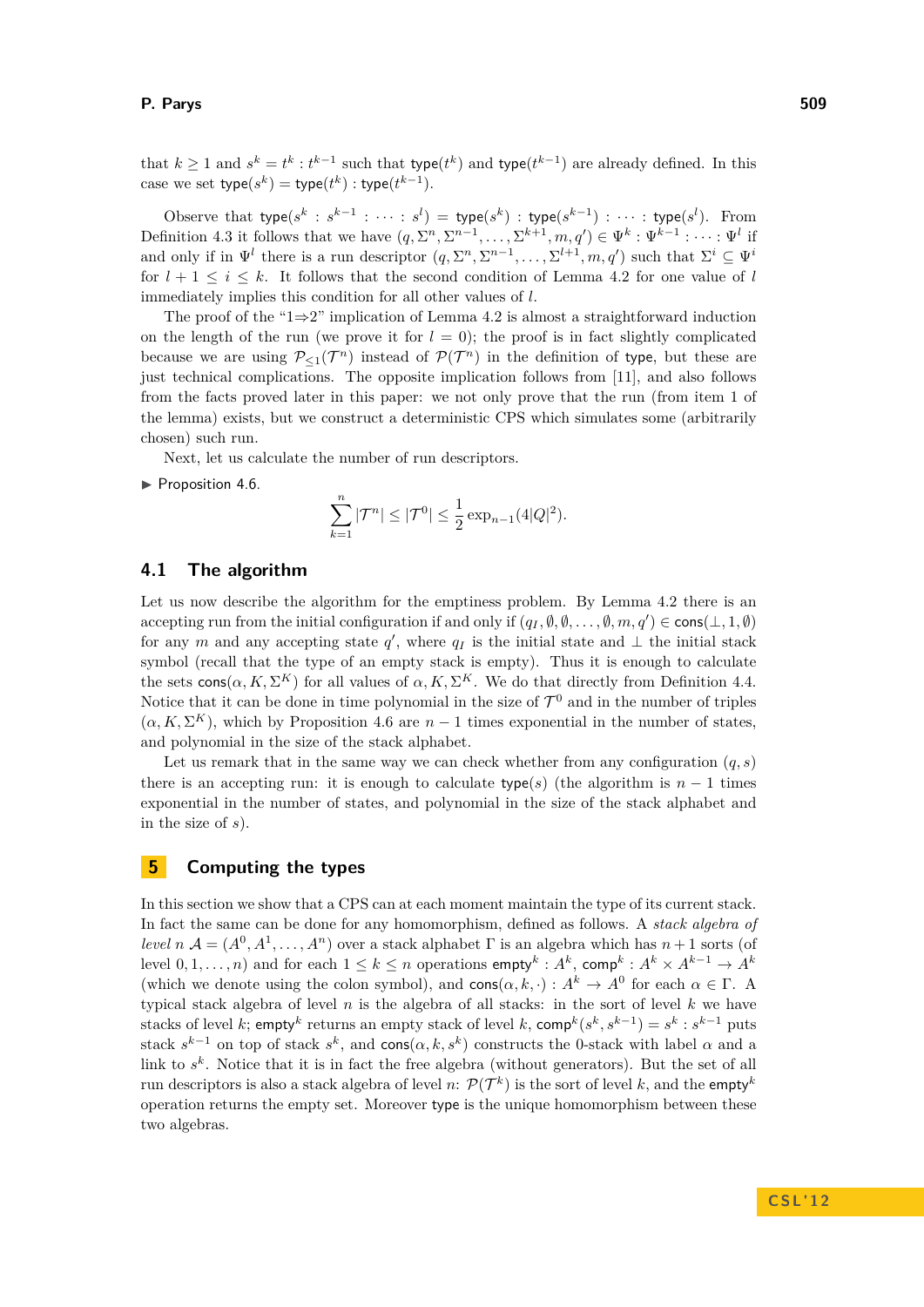that $k \geq 1$ and $s^k = t^k : t^{k-1}$ such that $\mathsf{type}(t^k)$ and $\mathsf{type}(t^{k-1})$ are already defined. In this case we set $\mathsf{type}(s^k) = \mathsf{type}(t^k) : \mathsf{type}(t^{k-1})$.

Observe that $\mathsf{type}(s^k : s^{k-1} : \dots : s^l) = \mathsf{type}(s^k) : \mathsf{type}(s^{k-1}) : \dots : \mathsf{type}(s^l)$. From Definition 4.3 it follows that we have $(q, \Sigma^n, \Sigma^{n-1}, \dots, \Sigma^{k+1}, m, q') \in \Psi^k : \Psi^{k-1} : \dots : \Psi^l$ if and only if in $\Psi^l$ there is a run descriptor $(q, \Sigma^n, \Sigma^{n-1}, \dots, \Sigma^{l+1}, m, q')$ such that $\Sigma^i \subseteq \Psi^i$ for $l+1 \leq i \leq k$. It follows that the second condition of Lemma 4.2 for one value of $l$ immediately implies this condition for all other values of $l$.

The proof of the "1⇒2" implication of Lemma 4.2 is almost a straightforward induction on the length of the run (we prove it for $l = 0$); the proof is in fact slightly complicated because we are using $\mathcal{P}_{\leq 1}(\mathcal{T}^n)$ instead of $\mathcal{P}(\mathcal{T}^n)$ in the definition of $\mathsf{type}$, but these are just technical complications. The opposite implication follows from [11], and also follows from the facts proved later in this paper: we not only prove that the run (from item 1 of the lemma) exists, but we construct a deterministic CPS which simulates some (arbitrarily chosen) such run.

Next, let us calculate the number of run descriptors.

▶ Proposition 4.6.

$$\sum_{k=1}^{n} |\mathcal{T}^n| \leq |\mathcal{T}^0| \leq \frac{1}{2} \exp_{n-1}(4|Q|^2).$$

## 4.1 The algorithm

Let us now describe the algorithm for the emptiness problem. By Lemma 4.2 there is an accepting run from the initial configuration if and only if $(q_I, \emptyset, \emptyset, \dots, \emptyset, m, q') \in \mathsf{cons}(\bot, 1, \emptyset)$ for any $m$ and any accepting state $q'$, where $q_I$ is the initial state and $\bot$ the initial stack symbol (recall that the type of an empty stack is empty). Thus it is enough to calculate the sets $\mathsf{cons}(\alpha, K, \Sigma^K)$ for all values of $\alpha, K, \Sigma^K$. We do that directly from Definition 4.4. Notice that it can be done in time polynomial in the size of $\mathcal{T}^0$ and in the number of triples $(\alpha, K, \Sigma^K)$, which by Proposition 4.6 are $n-1$ times exponential in the number of states, and polynomial in the size of the stack alphabet.

Let us remark that in the same way we can check whether from any configuration $(q, s)$ there is an accepting run: it is enough to calculate $\mathsf{type}(s)$ (the algorithm is $n-1$ times exponential in the number of states, and polynomial in the size of the stack alphabet and in the size of $s$).

# 5 Computing the types

In this section we show that a CPS can at each moment maintain the type of its current stack. In fact the same can be done for any homomorphism, defined as follows. A *stack algebra of level $n$* $\mathcal{A} = (A^0, A^1, \dots, A^n)$ over a stack alphabet $\Gamma$ is an algebra which has $n+1$ sorts (of level $0, 1, \dots, n$) and for each $1 \leq k \leq n$ operations $\mathsf{empty}^k : A^k$, $\mathsf{comp}^k : A^k \times A^{k-1} \to A^k$ (which we denote using the colon symbol), and $\mathsf{cons}(\alpha, k, \cdot) : A^k \to A^0$ for each $\alpha \in \Gamma$. A typical stack algebra of level $n$ is the algebra of all stacks: in the sort of level $k$ we have stacks of level $k$; $\mathsf{empty}^k$ returns an empty stack of level $k$, $\mathsf{comp}^k(s^k, s^{k-1}) = s^k : s^{k-1}$ puts stack $s^{k-1}$ on top of stack $s^k$, and $\mathsf{cons}(\alpha, k, s^k)$ constructs the 0-stack with label $\alpha$ and a link to $s^k$. Notice that it is in fact the free algebra (without generators). But the set of all run descriptors is also a stack algebra of level $n$: $\mathcal{P}(\mathcal{T}^k)$ is the sort of level $k$, and the $\mathsf{empty}^k$ operation returns the empty set. Moreover $\mathsf{type}$ is the unique homomorphism between these two algebras.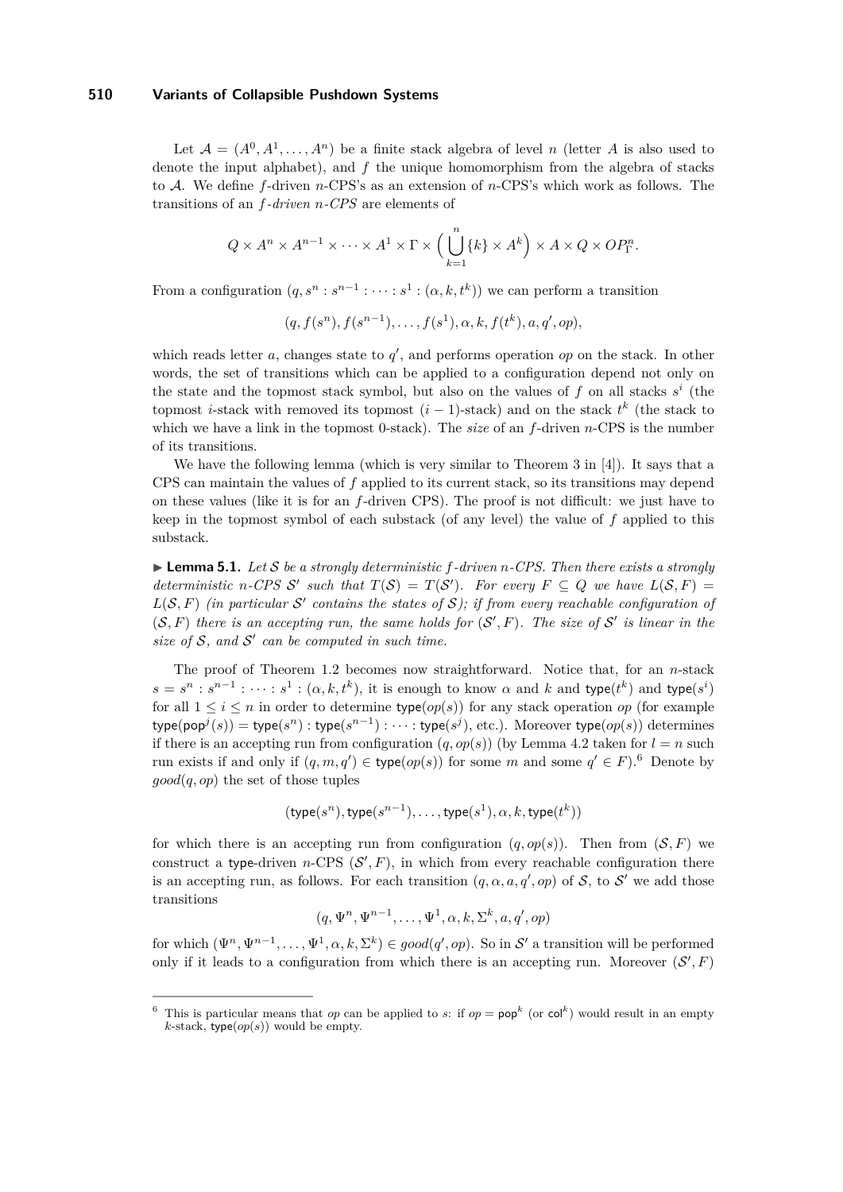Let $\mathcal{A} = (A^0, A^1, \dots, A^n)$ be a finite stack algebra of level $n$ (letter $A$ is also used to denote the input alphabet), and $f$ the unique homomorphism from the algebra of stacks to $\mathcal{A}$. We define $f$-driven $n$-CPS's as an extension of $n$-CPS's which work as follows. The transitions of an *$f$-driven $n$-CPS* are elements of

$$Q \times A^n \times A^{n-1} \times \dots \times A^1 \times \Gamma \times \Big( \bigcup_{k=1}^{n} \{k\} \times A^k \Big) \times A \times Q \times OP^n_\Gamma.$$

From a configuration $(q, s^n : s^{n-1} : \dots : s^1 : (\alpha, k, t^k))$ we can perform a transition

$$(q, f(s^n), f(s^{n-1}), \dots, f(s^1), \alpha, k, f(t^k), a, q', op),$$

which reads letter $a$, changes state to $q'$, and performs operation $op$ on the stack. In other words, the set of transitions which can be applied to a configuration depend not only on the state and the topmost stack symbol, but also on the values of $f$ on all stacks $s^i$ (the topmost $i$-stack with removed its topmost $(i-1)$-stack) and on the stack $t^k$ (the stack to which we have a link in the topmost 0-stack). The *size* of an $f$-driven $n$-CPS is the number of its transitions.

We have the following lemma (which is very similar to Theorem 3 in [4]). It says that a CPS can maintain the values of $f$ applied to its current stack, so its transitions may depend on these values (like it is for an $f$-driven CPS). The proof is not difficult: we just have to keep in the topmost symbol of each substack (of any level) the value of $f$ applied to this substack.

▶ **Lemma 5.1.** *Let $\mathcal{S}$ be a strongly deterministic $f$-driven $n$-CPS. Then there exists a strongly deterministic $n$-CPS $\mathcal{S}'$ such that $T(\mathcal{S}) = T(\mathcal{S}')$. For every $F \subseteq Q$ we have $L(\mathcal{S}, F) = L(\mathcal{S}, F)$ (in particular $\mathcal{S}'$ contains the states of $\mathcal{S}$); if from every reachable configuration of $(\mathcal{S}, F)$ there is an accepting run, the same holds for $(\mathcal{S}', F)$. The size of $\mathcal{S}'$ is linear in the size of $\mathcal{S}$, and $\mathcal{S}'$ can be computed in such time.*

The proof of Theorem 1.2 becomes now straightforward. Notice that, for an $n$-stack $s = s^n : s^{n-1} : \dots : s^1 : (\alpha, k, t^k)$, it is enough to know $\alpha$ and $k$ and $\mathsf{type}(t^k)$ and $\mathsf{type}(s^i)$ for all $1 \leq i \leq n$ in order to determine $\mathsf{type}(op(s))$ for any stack operation $op$ (for example $\mathsf{type}(\mathsf{pop}^j(s)) = \mathsf{type}(s^n) : \mathsf{type}(s^{n-1}) : \dots : \mathsf{type}(s^j)$, etc.). Moreover $\mathsf{type}(op(s))$ determines if there is an accepting run from configuration $(q, op(s))$ (by Lemma 4.2 taken for $l = n$ such run exists if and only if $(q, m, q') \in \mathsf{type}(op(s))$ for some $m$ and some $q' \in F$).[6] Denote by $good(q, op)$ the set of those tuples

$$(\mathsf{type}(s^n), \mathsf{type}(s^{n-1}), \dots, \mathsf{type}(s^1), \alpha, k, \mathsf{type}(t^k))$$

for which there is an accepting run from configuration $(q, op(s))$. Then from $(\mathcal{S}, F)$ we construct a $\mathsf{type}$-driven $n$-CPS $(\mathcal{S}', F)$, in which from every reachable configuration there is an accepting run, as follows. For each transition $(q, \alpha, a, q', op)$ of $\mathcal{S}$, to $\mathcal{S}'$ we add those transitions

$$(q, \Psi^n, \Psi^{n-1}, \dots, \Psi^1, \alpha, k, \Sigma^k, a, q', op)$$

for which $(\Psi^n, \Psi^{n-1}, \dots, \Psi^1, \alpha, k, \Sigma^k) \in good(q', op)$. So in $\mathcal{S}'$ a transition will be performed only if it leads to a configuration from which there is an accepting run. Moreover $(\mathcal{S}', F)$

---

[6] This is particular means that $op$ can be applied to $s$: if $op = \mathsf{pop}^k$ (or $\mathsf{col}^k$) would result in an empty $k$-stack, $\mathsf{type}(op(s))$ would be empty.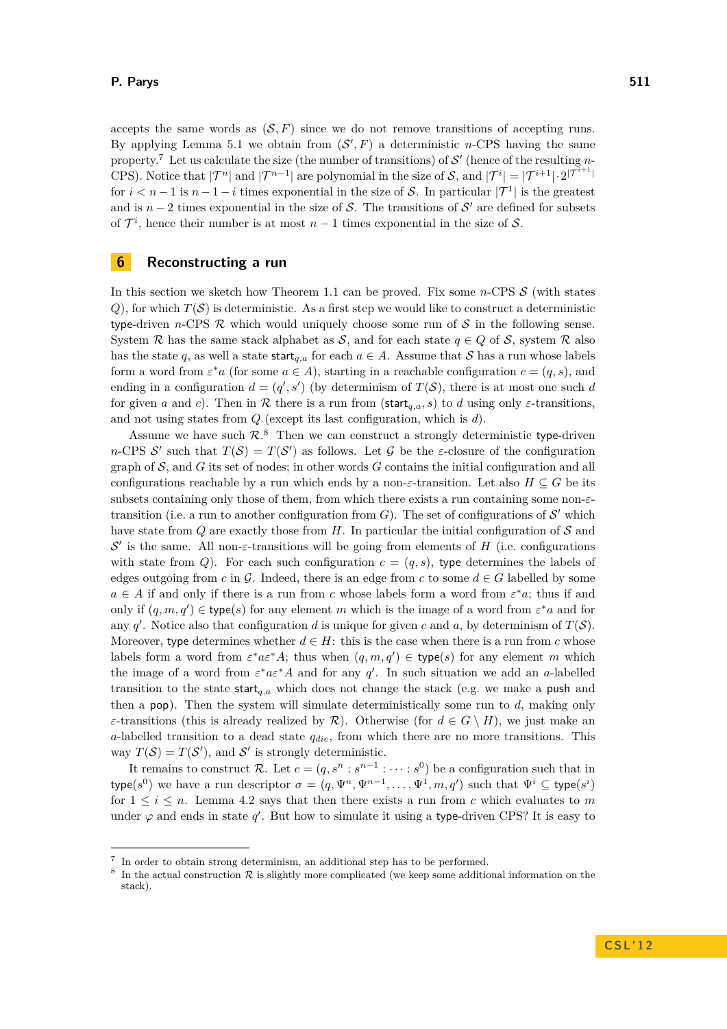accepts the same words as $(\mathcal{S}, F)$ since we do not remove transitions of accepting runs. By applying Lemma 5.1 we obtain from $(\mathcal{S}', F)$ a deterministic $n$-CPS having the same property.[7] Let us calculate the size (the number of transitions) of $\mathcal{S}'$ (hence of the resulting $n$-CPS). Notice that $|\mathcal{T}^n|$ and $|\mathcal{T}^{n-1}|$ are polynomial in the size of $\mathcal{S}$, and $|\mathcal{T}^i| = |\mathcal{T}^{i+1}| \cdot 2^{|\mathcal{T}^{i+1}|}$ for $i < n-1$ is $n-1-i$ times exponential in the size of $\mathcal{S}$. In particular $|\mathcal{T}^1|$ is the greatest and is $n-2$ times exponential in the size of $\mathcal{S}$. The transitions of $\mathcal{S}'$ are defined for subsets of $\mathcal{T}^i$, hence their number is at most $n-1$ times exponential in the size of $\mathcal{S}$.

## 6 Reconstructing a run

In this section we sketch how Theorem 1.1 can be proved. Fix some $n$-CPS $\mathcal{S}$ (with states $Q$), for which $T(\mathcal{S})$ is deterministic. As a first step we would like to construct a deterministic $\mathsf{type}$-driven $n$-CPS $\mathcal{R}$ which would uniquely choose some run of $\mathcal{S}$ in the following sense. System $\mathcal{R}$ has the same stack alphabet as $\mathcal{S}$, and for each state $q \in Q$ of $\mathcal{S}$, system $\mathcal{R}$ also has the state $q$, as well a state $\mathsf{start}_{q,a}$ for each $a \in A$. Assume that $\mathcal{S}$ has a run whose labels form a word from $\varepsilon^* a$ (for some $a \in A$), starting in a reachable configuration $c = (q, s)$, and ending in a configuration $d = (q', s')$ (by determinism of $T(\mathcal{S})$, there is at most one such $d$ for given $a$ and $c$). Then in $\mathcal{R}$ there is a run from $(\mathsf{start}_{q,a}, s)$ to $d$ using only $\varepsilon$-transitions, and not using states from $Q$ (except its last configuration, which is $d$).

Assume we have such $\mathcal{R}$.[8] Then we can construct a strongly deterministic $\mathsf{type}$-driven $n$-CPS $\mathcal{S}'$ such that $T(\mathcal{S}) = T(\mathcal{S}')$ as follows. Let $\mathcal{G}$ be the $\varepsilon$-closure of the configuration graph of $\mathcal{S}$, and $G$ its set of nodes; in other words $G$ contains the initial configuration and all configurations reachable by a run which ends by a non-$\varepsilon$-transition. Let also $H \subseteq G$ be its subsets containing only those of them, from which there exists a run containing some non-$\varepsilon$-transition (i.e. a run to another configuration from $G$). The set of configurations of $\mathcal{S}'$ which have state from $Q$ are exactly those from $H$. In particular the initial configuration of $\mathcal{S}$ and $\mathcal{S}'$ is the same. All non-$\varepsilon$-transitions will be going from elements of $H$ (i.e. configurations with state from $Q$). For each such configuration $c = (q, s)$, $\mathsf{type}$ determines the labels of edges outgoing from $c$ in $\mathcal{G}$. Indeed, there is an edge from $c$ to some $d \in G$ labelled by some $a \in A$ if and only if there is a run from $c$ whose labels form a word from $\varepsilon^* a$; thus if and only if $(q, m, q') \in \mathsf{type}(s)$ for any element $m$ which is the image of a word from $\varepsilon^* a$ and for any $q'$. Notice also that configuration $d$ is unique for given $c$ and $a$, by determinism of $T(\mathcal{S})$. Moreover, $\mathsf{type}$ determines whether $d \in H$: this is the case when there is a run from $c$ whose labels form a word from $\varepsilon^* a \varepsilon^* A$; thus when $(q, m, q') \in \mathsf{type}(s)$ for any element $m$ which the image of a word from $\varepsilon^* a \varepsilon^* A$ and for any $q'$. In such situation we add an $a$-labelled transition to the state $\mathsf{start}_{q,a}$ which does not change the stack (e.g. we make a $\mathsf{push}$ and then a $\mathsf{pop}$). Then the system will simulate deterministically some run to $d$, making only $\varepsilon$-transitions (this is already realized by $\mathcal{R}$). Otherwise (for $d \in G \setminus H$), we just make an $a$-labelled transition to a dead state $q_{die}$, from which there are no more transitions. This way $T(\mathcal{S}) = T(\mathcal{S}')$, and $\mathcal{S}'$ is strongly deterministic.

It remains to construct $\mathcal{R}$. Let $c = (q, s^n : s^{n-1} : \cdots : s^0)$ be a configuration such that in $\mathsf{type}(s^0)$ we have a run descriptor $\sigma = (q, \Psi^n, \Psi^{n-1}, \ldots, \Psi^1, m, q')$ such that $\Psi^i \subseteq \mathsf{type}(s^i)$ for $1 \leq i \leq n$. Lemma 4.2 says that then there exists a run from $c$ which evaluates to $m$ under $\varphi$ and ends in state $q'$. But how to simulate it using a $\mathsf{type}$-driven CPS? It is easy to

---

[7] In order to obtain strong determinism, an additional step has to be performed.

[8] In the actual construction $\mathcal{R}$ is slightly more complicated (we keep some additional information on the stack).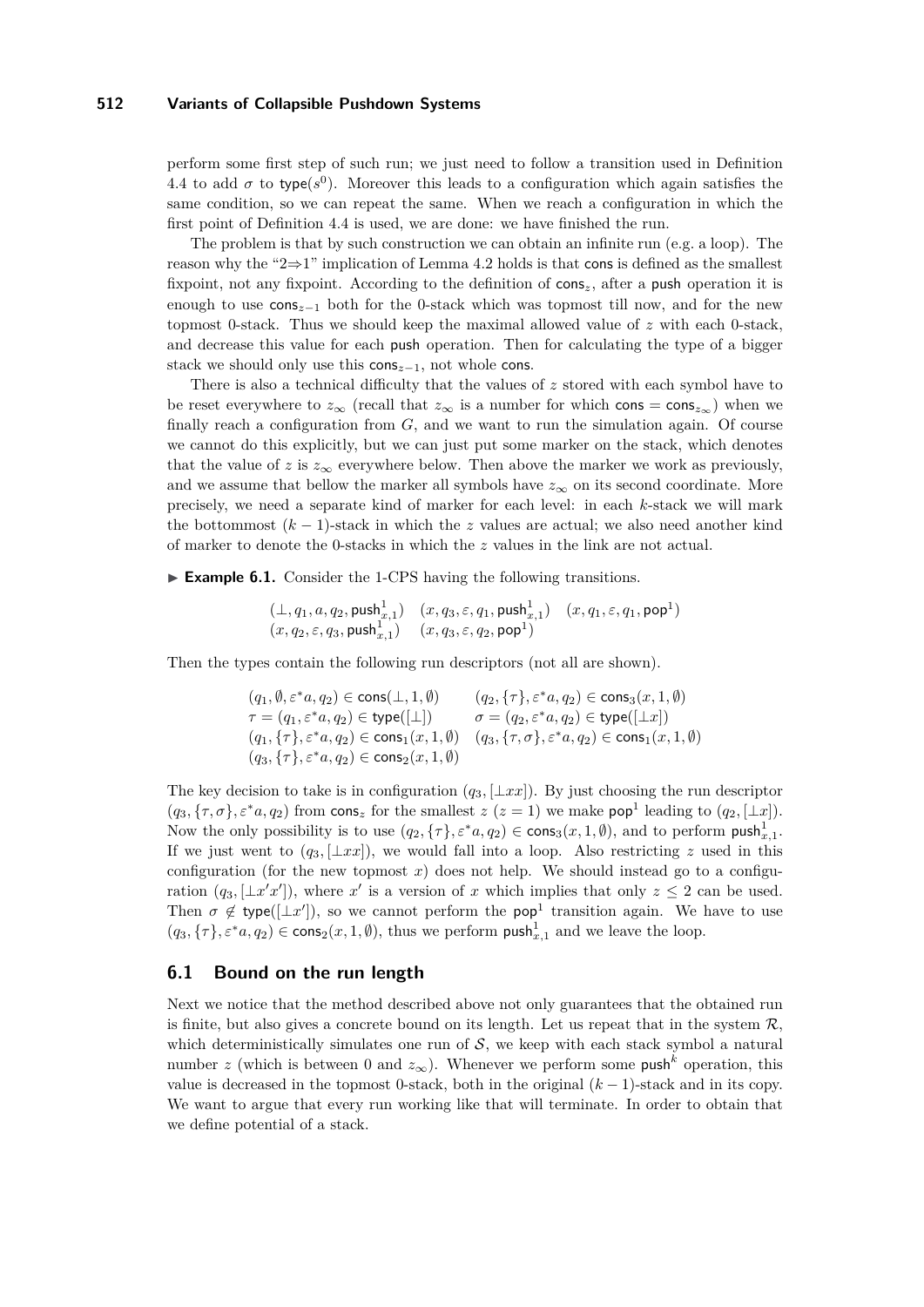perform some first step of such run; we just need to follow a transition used in Definition 4.4 to add $\sigma$ to $\mathsf{type}(s^0)$. Moreover this leads to a configuration which again satisfies the same condition, so we can repeat the same. When we reach a configuration in which the first point of Definition 4.4 is used, we are done: we have finished the run.

The problem is that by such construction we can obtain an infinite run (e.g. a loop). The reason why the "2⇒1" implication of Lemma 4.2 holds is that $\mathsf{cons}$ is defined as the smallest fixpoint, not any fixpoint. According to the definition of $\mathsf{cons}_z$, after a $\mathsf{push}$ operation it is enough to use $\mathsf{cons}_{z-1}$ both for the 0-stack which was topmost till now, and for the new topmost 0-stack. Thus we should keep the maximal allowed value of $z$ with each 0-stack, and decrease this value for each $\mathsf{push}$ operation. Then for calculating the type of a bigger stack we should only use this $\mathsf{cons}_{z-1}$, not whole $\mathsf{cons}$.

There is also a technical difficulty that the values of $z$ stored with each symbol have to be reset everywhere to $z_\infty$ (recall that $z_\infty$ is a number for which $\mathsf{cons} = \mathsf{cons}_{z_\infty}$) when we finally reach a configuration from $G$, and we want to run the simulation again. Of course we cannot do this explicitly, but we can just put some marker on the stack, which denotes that the value of $z$ is $z_\infty$ everywhere below. Then above the marker we work as previously, and we assume that bellow the marker all symbols have $z_\infty$ on its second coordinate. More precisely, we need a separate kind of marker for each level: in each $k$-stack we will mark the bottommost $(k-1)$-stack in which the $z$ values are actual; we also need another kind of marker to denote the 0-stacks in which the $z$ values in the link are not actual.

▶ **Example 6.1.** Consider the 1-CPS having the following transitions.

$$(\perp, q_1, a, q_2, \mathsf{push}^1_{x,1}) \quad (x, q_3, \varepsilon, q_1, \mathsf{push}^1_{x,1}) \quad (x, q_1, \varepsilon, q_1, \mathsf{pop}^1)$$
$$(x, q_2, \varepsilon, q_3, \mathsf{push}^1_{x,1}) \quad (x, q_3, \varepsilon, q_2, \mathsf{pop}^1)$$

Then the types contain the following run descriptors (not all are shown).

$$(q_1, \emptyset, \varepsilon^*a, q_2) \in \mathsf{cons}(\perp, 1, \emptyset) \qquad (q_2, \{\tau\}, \varepsilon^*a, q_2) \in \mathsf{cons}_3(x, 1, \emptyset)$$
$$\tau = (q_1, \varepsilon^*a, q_2) \in \mathsf{type}([\perp]) \qquad \sigma = (q_2, \varepsilon^*a, q_2) \in \mathsf{type}([\perp x])$$
$$(q_1, \{\tau\}, \varepsilon^*a, q_2) \in \mathsf{cons}_1(x, 1, \emptyset) \quad (q_3, \{\tau, \sigma\}, \varepsilon^*a, q_2) \in \mathsf{cons}_1(x, 1, \emptyset)$$
$$(q_3, \{\tau\}, \varepsilon^*a, q_2) \in \mathsf{cons}_2(x, 1, \emptyset)$$

The key decision to take is in configuration $(q_3, [\perp xx])$. By just choosing the run descriptor $(q_3, \{\tau, \sigma\}, \varepsilon^*a, q_2)$ from $\mathsf{cons}_z$ for the smallest $z$ ($z = 1$) we make $\mathsf{pop}^1$ leading to $(q_2, [\perp x])$. Now the only possibility is to use $(q_2, \{\tau\}, \varepsilon^*a, q_2) \in \mathsf{cons}_3(x, 1, \emptyset)$, and to perform $\mathsf{push}^1_{x,1}$. If we just went to $(q_3, [\perp xx])$, we would fall into a loop. Also restricting $z$ used in this configuration (for the new topmost $x$) does not help. We should instead go to a configuration $(q_3, [\perp x'x'])$, where $x'$ is a version of $x$ which implies that only $z \leq 2$ can be used. Then $\sigma \notin \mathsf{type}([\perp x'])$, so we cannot perform the $\mathsf{pop}^1$ transition again. We have to use $(q_3, \{\tau\}, \varepsilon^*a, q_2) \in \mathsf{cons}_2(x, 1, \emptyset)$, thus we perform $\mathsf{push}^1_{x,1}$ and we leave the loop.

## 6.1 Bound on the run length

Next we notice that the method described above not only guarantees that the obtained run is finite, but also gives a concrete bound on its length. Let us repeat that in the system $\mathcal{R}$, which deterministically simulates one run of $\mathcal{S}$, we keep with each stack symbol a natural number $z$ (which is between 0 and $z_\infty$). Whenever we perform some $\mathsf{push}^k$ operation, this value is decreased in the topmost 0-stack, both in the original $(k-1)$-stack and in its copy. We want to argue that every run working like that will terminate. In order to obtain that we define potential of a stack.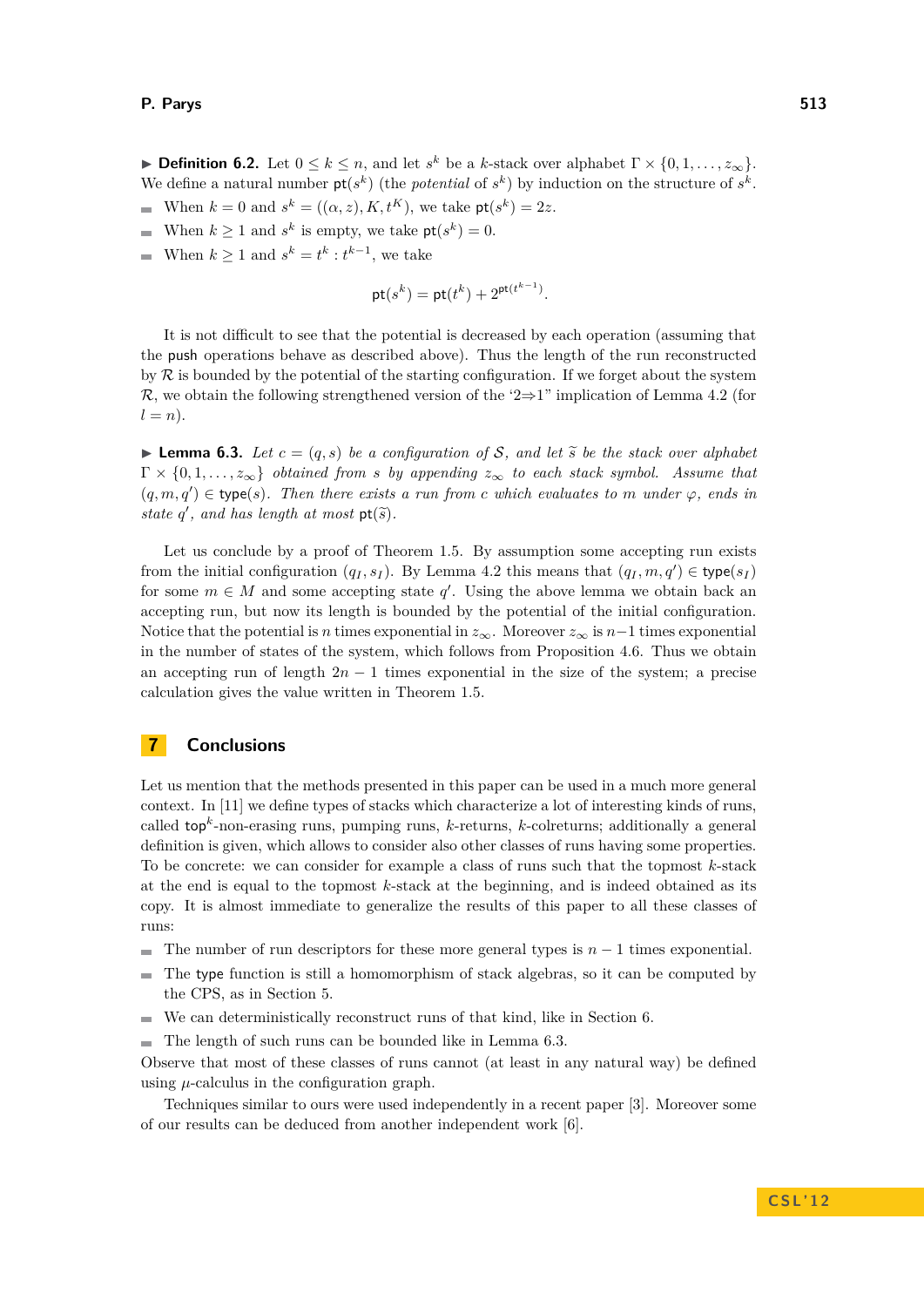▶ **Definition 6.2.** Let $0 \leq k \leq n$, and let $s^k$ be a $k$-stack over alphabet $\Gamma \times \{0, 1, \dots, z_\infty\}$. We define a natural number $\mathsf{pt}(s^k)$ (the *potential* of $s^k$) by induction on the structure of $s^k$.

- When $k = 0$ and $s^k = ((\alpha, z), K, t^K)$, we take $\mathsf{pt}(s^k) = 2z$.
- When $k \geq 1$ and $s^k$ is empty, we take $\mathsf{pt}(s^k) = 0$.
- When $k \geq 1$ and $s^k = t^k : t^{k-1}$, we take

$$\mathsf{pt}(s^k) = \mathsf{pt}(t^k) + 2^{\mathsf{pt}(t^{k-1})}.$$

It is not difficult to see that the potential is decreased by each operation (assuming that the push operations behave as described above). Thus the length of the run reconstructed by $\mathcal{R}$ is bounded by the potential of the starting configuration. If we forget about the system $\mathcal{R}$, we obtain the following strengthened version of the '2⇒1" implication of Lemma 4.2 (for $l = n$).

▶ **Lemma 6.3.** *Let $c = (q, s)$ be a configuration of $\mathcal{S}$, and let $\widetilde{s}$ be the stack over alphabet $\Gamma \times \{0, 1, \dots, z_\infty\}$ obtained from $s$ by appending $z_\infty$ to each stack symbol. Assume that $(q, m, q') \in \mathsf{type}(s)$. Then there exists a run from $c$ which evaluates to $m$ under $\varphi$, ends in state $q'$, and has length at most $\mathsf{pt}(\widetilde{s})$.*

Let us conclude by a proof of Theorem 1.5. By assumption some accepting run exists from the initial configuration $(q_I, s_I)$. By Lemma 4.2 this means that $(q_I, m, q') \in \mathsf{type}(s_I)$ for some $m \in M$ and some accepting state $q'$. Using the above lemma we obtain back an accepting run, but now its length is bounded by the potential of the initial configuration. Notice that the potential is $n$ times exponential in $z_\infty$. Moreover $z_\infty$ is $n-1$ times exponential in the number of states of the system, which follows from Proposition 4.6. Thus we obtain an accepting run of length $2n - 1$ times exponential in the size of the system; a precise calculation gives the value written in Theorem 1.5.

# 7 Conclusions

Let us mention that the methods presented in this paper can be used in a much more general context. In [11] we define types of stacks which characterize a lot of interesting kinds of runs, called $\mathsf{top}^k$-non-erasing runs, pumping runs, $k$-returns, $k$-colreturns; additionally a general definition is given, which allows to consider also other classes of runs having some properties. To be concrete: we can consider for example a class of runs such that the topmost $k$-stack at the end is equal to the topmost $k$-stack at the beginning, and is indeed obtained as its copy. It is almost immediate to generalize the results of this paper to all these classes of runs:

- The number of run descriptors for these more general types is $n - 1$ times exponential.
- The type function is still a homomorphism of stack algebras, so it can be computed by the CPS, as in Section 5.
- We can deterministically reconstruct runs of that kind, like in Section 6.
- The length of such runs can be bounded like in Lemma 6.3.

Observe that most of these classes of runs cannot (at least in any natural way) be defined using $\mu$-calculus in the configuration graph.

Techniques similar to ours were used independently in a recent paper [3]. Moreover some of our results can be deduced from another independent work [6].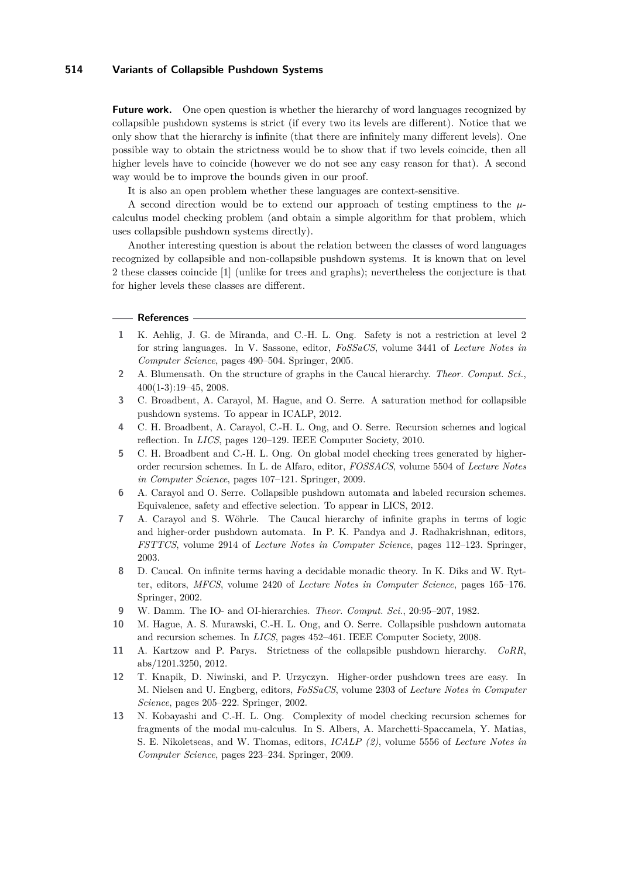**Future work.** One open question is whether the hierarchy of word languages recognized by collapsible pushdown systems is strict (if every two its levels are different). Notice that we only show that the hierarchy is infinite (that there are infinitely many different levels). One possible way to obtain the strictness would be to show that if two levels coincide, then all higher levels have to coincide (however we do not see any easy reason for that). A second way would be to improve the bounds given in our proof.

It is also an open problem whether these languages are context-sensitive.

A second direction would be to extend our approach of testing emptiness to the $\mu$-calculus model checking problem (and obtain a simple algorithm for that problem, which uses collapsible pushdown systems directly).

Another interesting question is about the relation between the classes of word languages recognized by collapsible and non-collapsible pushdown systems. It is known that on level 2 these classes coincide [1] (unlike for trees and graphs); nevertheless the conjecture is that for higher levels these classes are different.

## References

1. K. Aehlig, J. G. de Miranda, and C.-H. L. Ong. Safety is not a restriction at level 2 for string languages. In V. Sassone, editor, *FoSSaCS*, volume 3441 of *Lecture Notes in Computer Science*, pages 490–504. Springer, 2005.
2. A. Blumensath. On the structure of graphs in the Caucal hierarchy. *Theor. Comput. Sci.*, 400(1-3):19–45, 2008.
3. C. Broadbent, A. Carayol, M. Hague, and O. Serre. A saturation method for collapsible pushdown systems. To appear in ICALP, 2012.
4. C. H. Broadbent, A. Carayol, C.-H. L. Ong, and O. Serre. Recursion schemes and logical reflection. In *LICS*, pages 120–129. IEEE Computer Society, 2010.
5. C. H. Broadbent and C.-H. L. Ong. On global model checking trees generated by higher-order recursion schemes. In L. de Alfaro, editor, *FOSSACS*, volume 5504 of *Lecture Notes in Computer Science*, pages 107–121. Springer, 2009.
6. A. Carayol and O. Serre. Collapsible pushdown automata and labeled recursion schemes. Equivalence, safety and effective selection. To appear in LICS, 2012.
7. A. Carayol and S. Wöhrle. The Caucal hierarchy of infinite graphs in terms of logic and higher-order pushdown automata. In P. K. Pandya and J. Radhakrishnan, editors, *FSTTCS*, volume 2914 of *Lecture Notes in Computer Science*, pages 112–123. Springer, 2003.
8. D. Caucal. On infinite terms having a decidable monadic theory. In K. Diks and W. Rytter, editors, *MFCS*, volume 2420 of *Lecture Notes in Computer Science*, pages 165–176. Springer, 2002.
9. W. Damm. The IO- and OI-hierarchies. *Theor. Comput. Sci.*, 20:95–207, 1982.
10. M. Hague, A. S. Murawski, C.-H. L. Ong, and O. Serre. Collapsible pushdown automata and recursion schemes. In *LICS*, pages 452–461. IEEE Computer Society, 2008.
11. A. Kartzow and P. Parys. Strictness of the collapsible pushdown hierarchy. *CoRR*, abs/1201.3250, 2012.
12. T. Knapik, D. Niwinski, and P. Urzyczyn. Higher-order pushdown trees are easy. In M. Nielsen and U. Engberg, editors, *FoSSaCS*, volume 2303 of *Lecture Notes in Computer Science*, pages 205–222. Springer, 2002.
13. N. Kobayashi and C.-H. L. Ong. Complexity of model checking recursion schemes for fragments of the modal mu-calculus. In S. Albers, A. Marchetti-Spaccamela, Y. Matias, S. E. Nikoletseas, and W. Thomas, editors, *ICALP (2)*, volume 5556 of *Lecture Notes in Computer Science*, pages 223–234. Springer, 2009.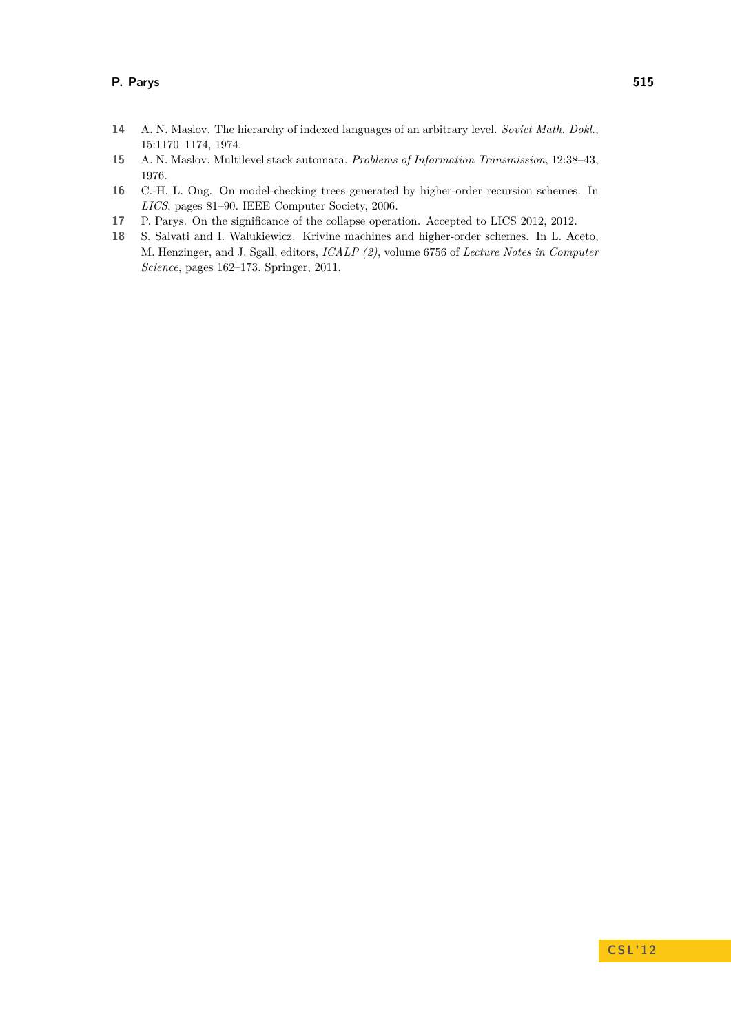14 A. N. Maslov. The hierarchy of indexed languages of an arbitrary level. *Soviet Math. Dokl.*, 15:1170–1174, 1974.

15 A. N. Maslov. Multilevel stack automata. *Problems of Information Transmission*, 12:38–43, 1976.

16 C.-H. L. Ong. On model-checking trees generated by higher-order recursion schemes. In *LICS*, pages 81–90. IEEE Computer Society, 2006.

17 P. Parys. On the significance of the collapse operation. Accepted to LICS 2012, 2012.

18 S. Salvati and I. Walukiewicz. Krivine machines and higher-order schemes. In L. Aceto, M. Henzinger, and J. Sgall, editors, *ICALP (2)*, volume 6756 of *Lecture Notes in Computer Science*, pages 162–173. Springer, 2011.